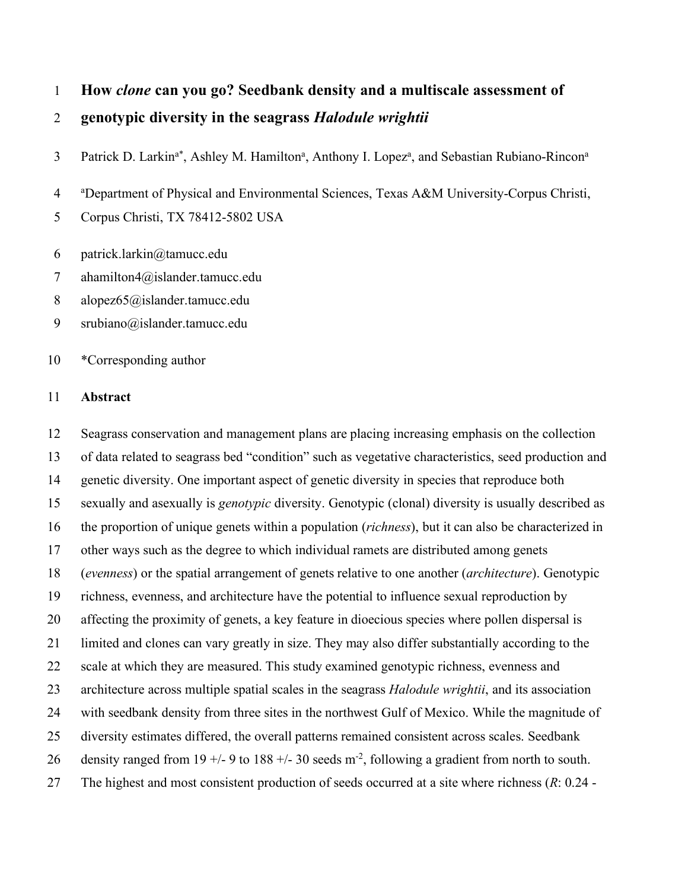# How *clone* can you go? Seedbank density and a multiscale assessment of genotypic diversity in the seagrass *Halodule wrightii*

Patrick D. Larkin[a*], Ashley M. Hamilton[a], Anthony I. Lopez[a], and Sebastian Rubiano-Rincon[a]

[a]Department of Physical and Environmental Sciences, Texas A&M University-Corpus Christi, Corpus Christi, TX 78412-5802 USA

patrick.larkin@tamucc.edu

ahamilton4@islander.tamucc.edu

alopez65@islander.tamucc.edu

srubiano@islander.tamucc.edu

*Corresponding author

## Abstract

Seagrass conservation and management plans are placing increasing emphasis on the collection of data related to seagrass bed "condition" such as vegetative characteristics, seed production and genetic diversity. One important aspect of genetic diversity in species that reproduce both sexually and asexually is *genotypic* diversity. Genotypic (clonal) diversity is usually described as the proportion of unique genets within a population (*richness*), but it can also be characterized in other ways such as the degree to which individual ramets are distributed among genets (*evenness*) or the spatial arrangement of genets relative to one another (*architecture*). Genotypic richness, evenness, and architecture have the potential to influence sexual reproduction by affecting the proximity of genets, a key feature in dioecious species where pollen dispersal is limited and clones can vary greatly in size. They may also differ substantially according to the scale at which they are measured. This study examined genotypic richness, evenness and architecture across multiple spatial scales in the seagrass *Halodule wrightii*, and its association with seedbank density from three sites in the northwest Gulf of Mexico. While the magnitude of diversity estimates differed, the overall patterns remained consistent across scales. Seedbank density ranged from 19 +/- 9 to 188 +/- 30 seeds $m^{-2}$, following a gradient from north to south. The highest and most consistent production of seeds occurred at a site where richness (*R*: 0.24 -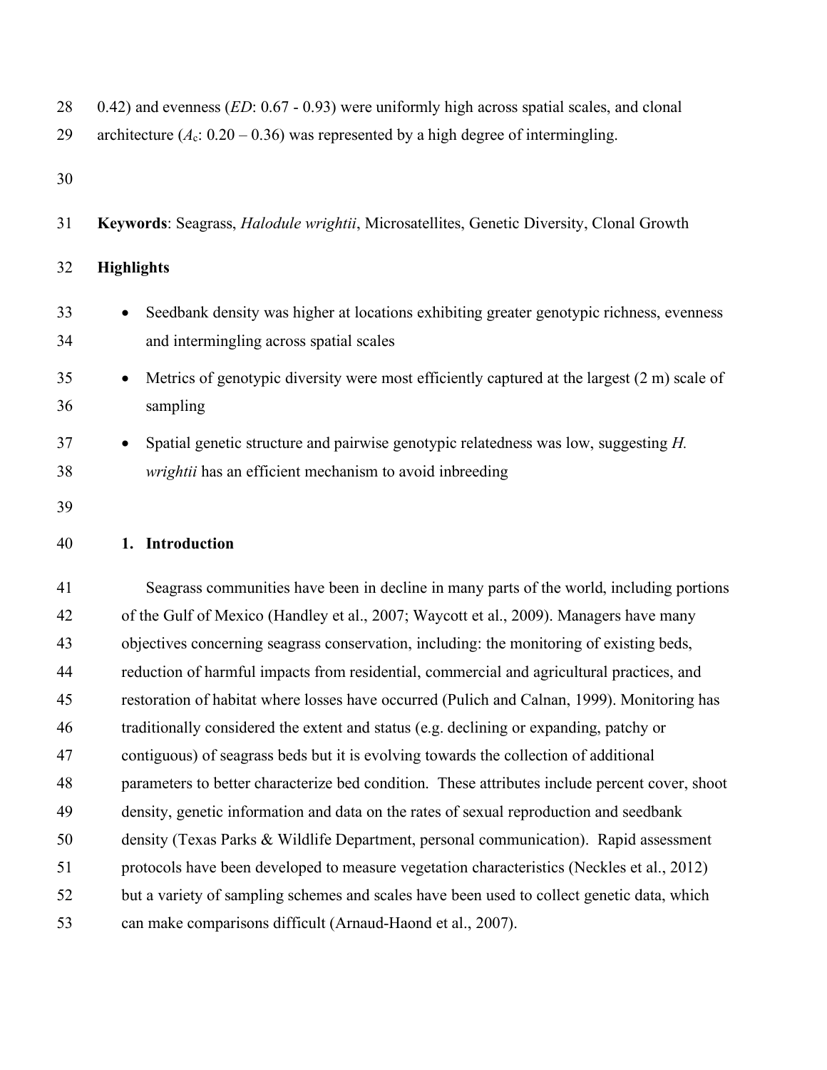0.42) and evenness (*ED*: 0.67 - 0.93) were uniformly high across spatial scales, and clonal architecture ($A_c$: 0.20 – 0.36) was represented by a high degree of intermingling.

**Keywords**: Seagrass, *Halodule wrightii*, Microsatellites, Genetic Diversity, Clonal Growth

**Highlights**

- Seedbank density was higher at locations exhibiting greater genotypic richness, evenness and intermingling across spatial scales
- Metrics of genotypic diversity were most efficiently captured at the largest (2 m) scale of sampling
- Spatial genetic structure and pairwise genotypic relatedness was low, suggesting *H. wrightii* has an efficient mechanism to avoid inbreeding

## 1. Introduction

Seagrass communities have been in decline in many parts of the world, including portions of the Gulf of Mexico (Handley et al., 2007; Waycott et al., 2009). Managers have many objectives concerning seagrass conservation, including: the monitoring of existing beds, reduction of harmful impacts from residential, commercial and agricultural practices, and restoration of habitat where losses have occurred (Pulich and Calnan, 1999). Monitoring has traditionally considered the extent and status (e.g. declining or expanding, patchy or contiguous) of seagrass beds but it is evolving towards the collection of additional parameters to better characterize bed condition. These attributes include percent cover, shoot density, genetic information and data on the rates of sexual reproduction and seedbank density (Texas Parks & Wildlife Department, personal communication). Rapid assessment protocols have been developed to measure vegetation characteristics (Neckles et al., 2012) but a variety of sampling schemes and scales have been used to collect genetic data, which can make comparisons difficult (Arnaud-Haond et al., 2007).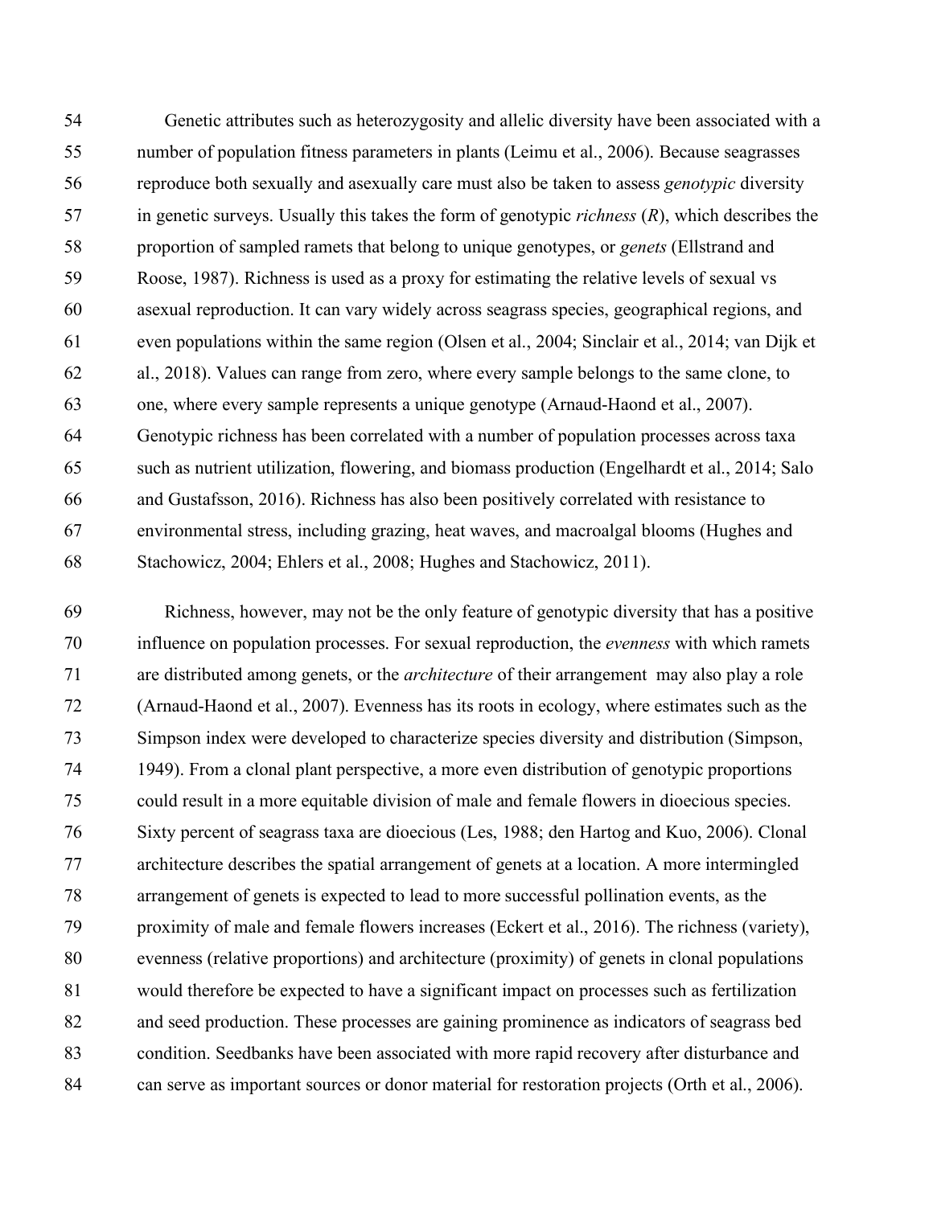Genetic attributes such as heterozygosity and allelic diversity have been associated with a number of population fitness parameters in plants (Leimu et al., 2006). Because seagrasses reproduce both sexually and asexually care must also be taken to assess *genotypic* diversity in genetic surveys. Usually this takes the form of genotypic *richness* (*R*), which describes the proportion of sampled ramets that belong to unique genotypes, or *genets* (Ellstrand and Roose, 1987). Richness is used as a proxy for estimating the relative levels of sexual vs asexual reproduction. It can vary widely across seagrass species, geographical regions, and even populations within the same region (Olsen et al., 2004; Sinclair et al., 2014; van Dijk et al., 2018). Values can range from zero, where every sample belongs to the same clone, to one, where every sample represents a unique genotype (Arnaud-Haond et al., 2007). Genotypic richness has been correlated with a number of population processes across taxa such as nutrient utilization, flowering, and biomass production (Engelhardt et al., 2014; Salo and Gustafsson, 2016). Richness has also been positively correlated with resistance to environmental stress, including grazing, heat waves, and macroalgal blooms (Hughes and Stachowicz, 2004; Ehlers et al., 2008; Hughes and Stachowicz, 2011).

Richness, however, may not be the only feature of genotypic diversity that has a positive influence on population processes. For sexual reproduction, the *evenness* with which ramets are distributed among genets, or the *architecture* of their arrangement may also play a role (Arnaud-Haond et al., 2007). Evenness has its roots in ecology, where estimates such as the Simpson index were developed to characterize species diversity and distribution (Simpson, 1949). From a clonal plant perspective, a more even distribution of genotypic proportions could result in a more equitable division of male and female flowers in dioecious species. Sixty percent of seagrass taxa are dioecious (Les, 1988; den Hartog and Kuo, 2006). Clonal architecture describes the spatial arrangement of genets at a location. A more intermingled arrangement of genets is expected to lead to more successful pollination events, as the proximity of male and female flowers increases (Eckert et al., 2016). The richness (variety), evenness (relative proportions) and architecture (proximity) of genets in clonal populations would therefore be expected to have a significant impact on processes such as fertilization and seed production. These processes are gaining prominence as indicators of seagrass bed condition. Seedbanks have been associated with more rapid recovery after disturbance and can serve as important sources or donor material for restoration projects (Orth et al., 2006).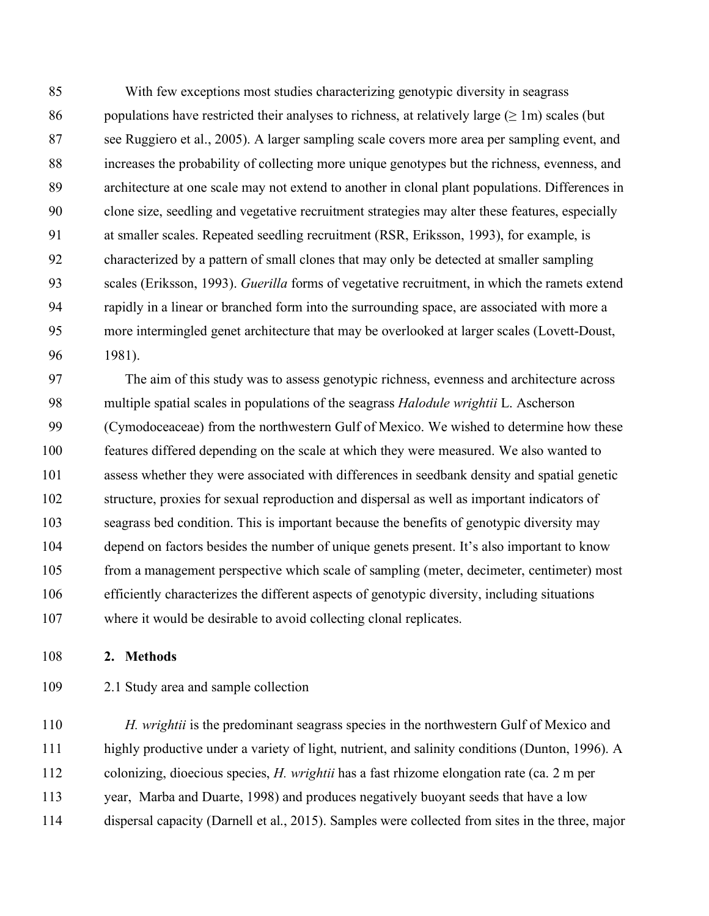With few exceptions most studies characterizing genotypic diversity in seagrass populations have restricted their analyses to richness, at relatively large (≥ 1m) scales (but see Ruggiero et al., 2005). A larger sampling scale covers more area per sampling event, and increases the probability of collecting more unique genotypes but the richness, evenness, and architecture at one scale may not extend to another in clonal plant populations. Differences in clone size, seedling and vegetative recruitment strategies may alter these features, especially at smaller scales. Repeated seedling recruitment (RSR, Eriksson, 1993), for example, is characterized by a pattern of small clones that may only be detected at smaller sampling scales (Eriksson, 1993). *Guerilla* forms of vegetative recruitment, in which the ramets extend rapidly in a linear or branched form into the surrounding space, are associated with more a more intermingled genet architecture that may be overlooked at larger scales (Lovett-Doust, 1981).

The aim of this study was to assess genotypic richness, evenness and architecture across multiple spatial scales in populations of the seagrass *Halodule wrightii* L. Ascherson (Cymodoceaceae) from the northwestern Gulf of Mexico. We wished to determine how these features differed depending on the scale at which they were measured. We also wanted to assess whether they were associated with differences in seedbank density and spatial genetic structure, proxies for sexual reproduction and dispersal as well as important indicators of seagrass bed condition. This is important because the benefits of genotypic diversity may depend on factors besides the number of unique genets present. It's also important to know from a management perspective which scale of sampling (meter, decimeter, centimeter) most efficiently characterizes the different aspects of genotypic diversity, including situations where it would be desirable to avoid collecting clonal replicates.

## 2. Methods

### 2.1 Study area and sample collection

*H. wrightii* is the predominant seagrass species in the northwestern Gulf of Mexico and highly productive under a variety of light, nutrient, and salinity conditions (Dunton, 1996). A colonizing, dioecious species, *H. wrightii* has a fast rhizome elongation rate (ca. 2 m per year, Marba and Duarte, 1998) and produces negatively buoyant seeds that have a low dispersal capacity (Darnell et al., 2015). Samples were collected from sites in the three, major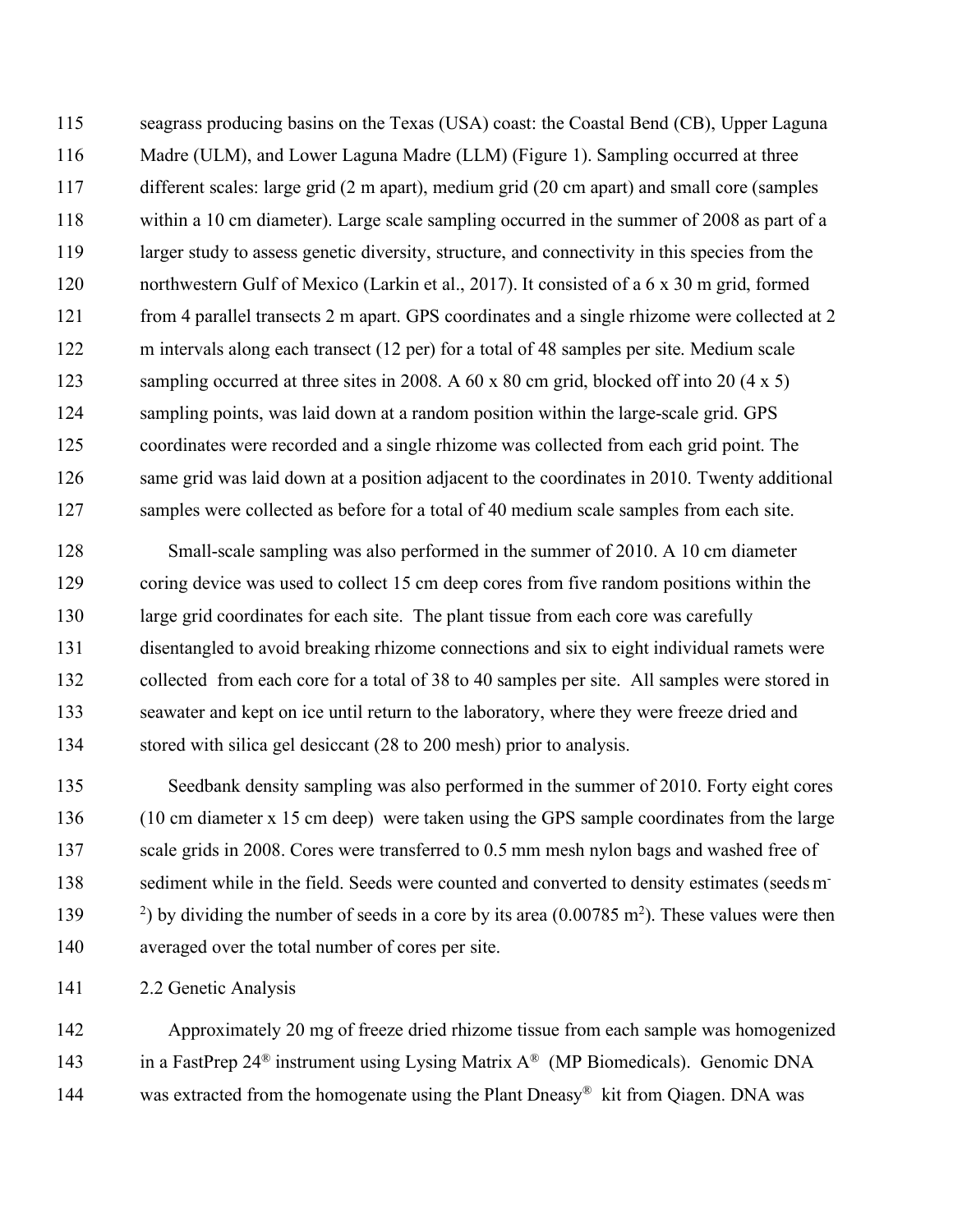seagrass producing basins on the Texas (USA) coast: the Coastal Bend (CB), Upper Laguna Madre (ULM), and Lower Laguna Madre (LLM) (Figure 1). Sampling occurred at three different scales: large grid (2 m apart), medium grid (20 cm apart) and small core (samples within a 10 cm diameter). Large scale sampling occurred in the summer of 2008 as part of a larger study to assess genetic diversity, structure, and connectivity in this species from the northwestern Gulf of Mexico (Larkin et al., 2017). It consisted of a 6 x 30 m grid, formed from 4 parallel transects 2 m apart. GPS coordinates and a single rhizome were collected at 2 m intervals along each transect (12 per) for a total of 48 samples per site. Medium scale sampling occurred at three sites in 2008. A 60 x 80 cm grid, blocked off into 20 (4 x 5) sampling points, was laid down at a random position within the large-scale grid. GPS coordinates were recorded and a single rhizome was collected from each grid point. The same grid was laid down at a position adjacent to the coordinates in 2010. Twenty additional samples were collected as before for a total of 40 medium scale samples from each site.

Small-scale sampling was also performed in the summer of 2010. A 10 cm diameter coring device was used to collect 15 cm deep cores from five random positions within the large grid coordinates for each site. The plant tissue from each core was carefully disentangled to avoid breaking rhizome connections and six to eight individual ramets were collected from each core for a total of 38 to 40 samples per site. All samples were stored in seawater and kept on ice until return to the laboratory, where they were freeze dried and stored with silica gel desiccant (28 to 200 mesh) prior to analysis.

Seedbank density sampling was also performed in the summer of 2010. Forty eight cores (10 cm diameter x 15 cm deep) were taken using the GPS sample coordinates from the large scale grids in 2008. Cores were transferred to 0.5 mm mesh nylon bags and washed free of sediment while in the field. Seeds were counted and converted to density estimates (seeds $m^{-2}$) by dividing the number of seeds in a core by its area (0.00785 $m^2$). These values were then averaged over the total number of cores per site.

## 2.2 Genetic Analysis

Approximately 20 mg of freeze dried rhizome tissue from each sample was homogenized in a FastPrep 24® instrument using Lysing Matrix A® (MP Biomedicals). Genomic DNA was extracted from the homogenate using the Plant Dneasy® kit from Qiagen. DNA was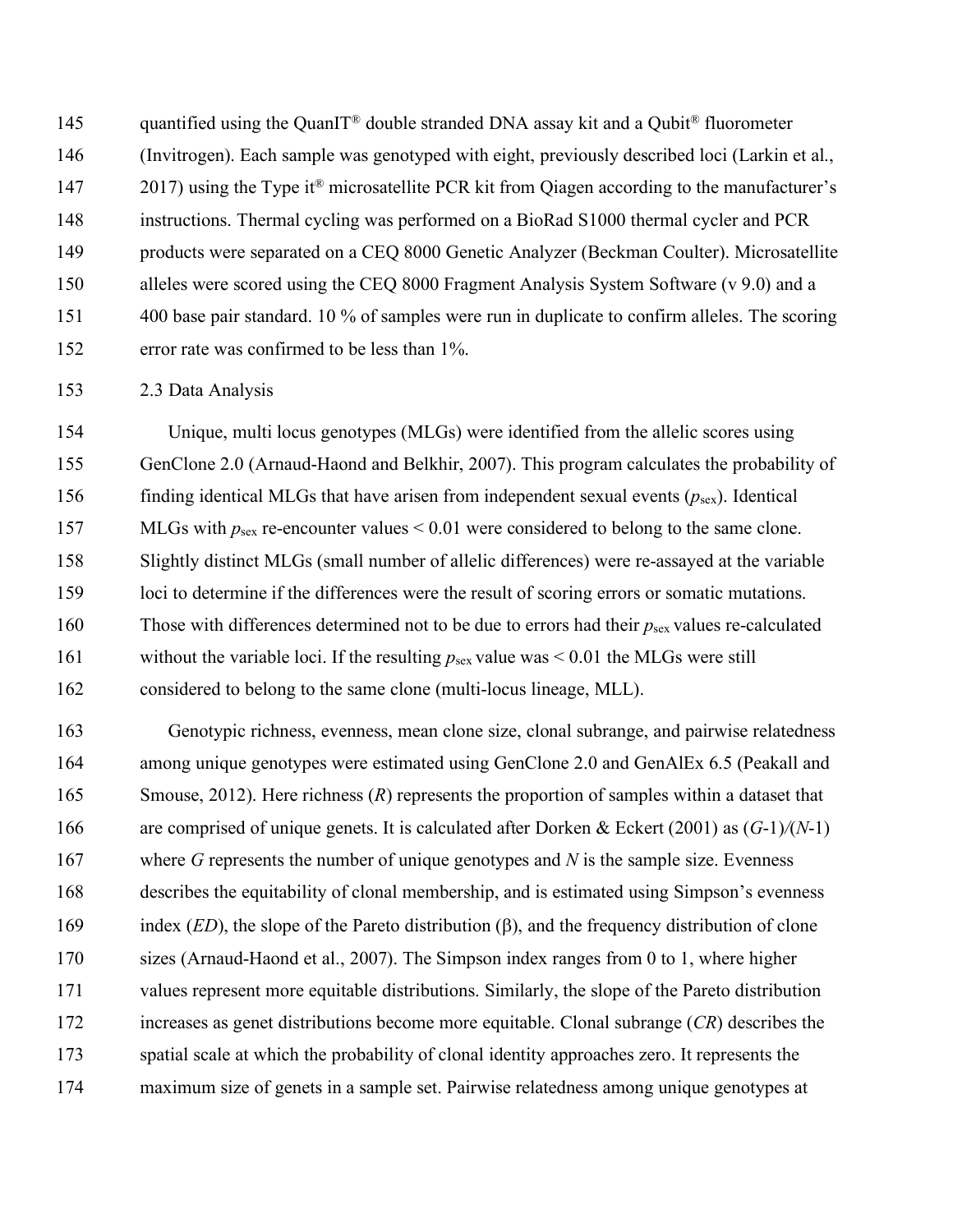quantified using the QuanIT® double stranded DNA assay kit and a Qubit® fluorometer (Invitrogen). Each sample was genotyped with eight, previously described loci (Larkin et al., 2017) using the Type it® microsatellite PCR kit from Qiagen according to the manufacturer's instructions. Thermal cycling was performed on a BioRad S1000 thermal cycler and PCR products were separated on a CEQ 8000 Genetic Analyzer (Beckman Coulter). Microsatellite alleles were scored using the CEQ 8000 Fragment Analysis System Software (v 9.0) and a 400 base pair standard. 10 % of samples were run in duplicate to confirm alleles. The scoring error rate was confirmed to be less than 1%.

## 2.3 Data Analysis

Unique, multi locus genotypes (MLGs) were identified from the allelic scores using GenClone 2.0 (Arnaud-Haond and Belkhir, 2007). This program calculates the probability of finding identical MLGs that have arisen from independent sexual events ($p_{sex}$). Identical MLGs with $p_{sex}$ re-encounter values < 0.01 were considered to belong to the same clone. Slightly distinct MLGs (small number of allelic differences) were re-assayed at the variable loci to determine if the differences were the result of scoring errors or somatic mutations. Those with differences determined not to be due to errors had their $p_{sex}$ values re-calculated without the variable loci. If the resulting $p_{sex}$ value was < 0.01 the MLGs were still considered to belong to the same clone (multi-locus lineage, MLL).

Genotypic richness, evenness, mean clone size, clonal subrange, and pairwise relatedness among unique genotypes were estimated using GenClone 2.0 and GenAlEx 6.5 (Peakall and Smouse, 2012). Here richness ($R$) represents the proportion of samples within a dataset that are comprised of unique genets. It is calculated after Dorken & Eckert (2001) as $(G-1)/(N-1)$ where $G$ represents the number of unique genotypes and $N$ is the sample size. Evenness describes the equitability of clonal membership, and is estimated using Simpson's evenness index ($ED$), the slope of the Pareto distribution ($\beta$), and the frequency distribution of clone sizes (Arnaud-Haond et al., 2007). The Simpson index ranges from 0 to 1, where higher values represent more equitable distributions. Similarly, the slope of the Pareto distribution increases as genet distributions become more equitable. Clonal subrange ($CR$) describes the spatial scale at which the probability of clonal identity approaches zero. It represents the maximum size of genets in a sample set. Pairwise relatedness among unique genotypes at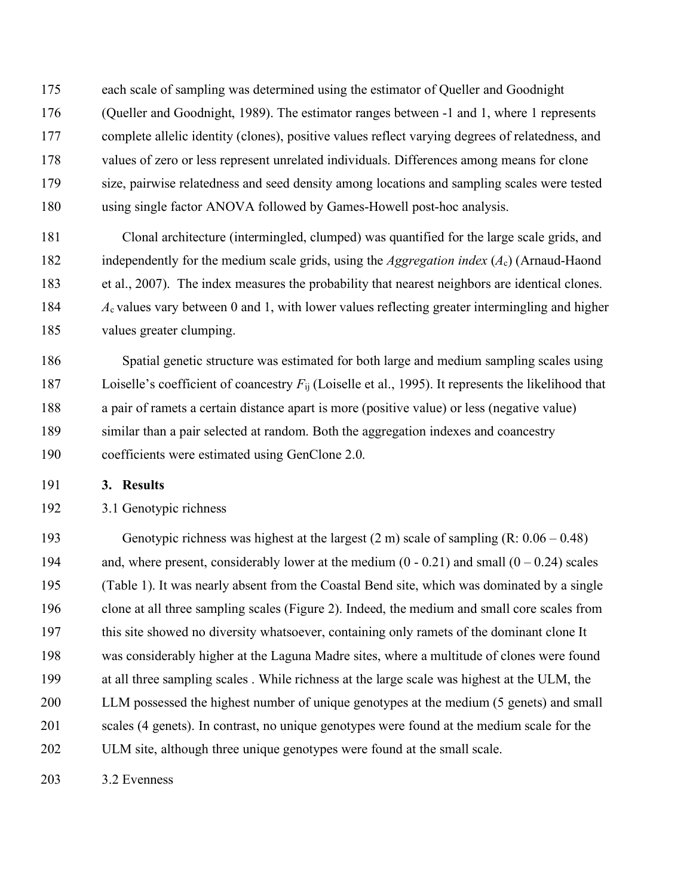each scale of sampling was determined using the estimator of Queller and Goodnight (Queller and Goodnight, 1989). The estimator ranges between -1 and 1, where 1 represents complete allelic identity (clones), positive values reflect varying degrees of relatedness, and values of zero or less represent unrelated individuals. Differences among means for clone size, pairwise relatedness and seed density among locations and sampling scales were tested using single factor ANOVA followed by Games-Howell post-hoc analysis.

Clonal architecture (intermingled, clumped) was quantified for the large scale grids, and independently for the medium scale grids, using the *Aggregation index* ($A_c$) (Arnaud-Haond et al., 2007). The index measures the probability that nearest neighbors are identical clones. $A_c$ values vary between 0 and 1, with lower values reflecting greater intermingling and higher values greater clumping.

Spatial genetic structure was estimated for both large and medium sampling scales using Loiselle's coefficient of coancestry $F_{ij}$ (Loiselle et al., 1995). It represents the likelihood that a pair of ramets a certain distance apart is more (positive value) or less (negative value) similar than a pair selected at random. Both the aggregation indexes and coancestry coefficients were estimated using GenClone 2.0.

## 3. Results

### 3.1 Genotypic richness

Genotypic richness was highest at the largest (2 m) scale of sampling (R: 0.06 – 0.48) and, where present, considerably lower at the medium (0 - 0.21) and small (0 – 0.24) scales (Table 1). It was nearly absent from the Coastal Bend site, which was dominated by a single clone at all three sampling scales (Figure 2). Indeed, the medium and small core scales from this site showed no diversity whatsoever, containing only ramets of the dominant clone It was considerably higher at the Laguna Madre sites, where a multitude of clones were found at all three sampling scales . While richness at the large scale was highest at the ULM, the LLM possessed the highest number of unique genotypes at the medium (5 genets) and small scales (4 genets). In contrast, no unique genotypes were found at the medium scale for the ULM site, although three unique genotypes were found at the small scale.

### 3.2 Evenness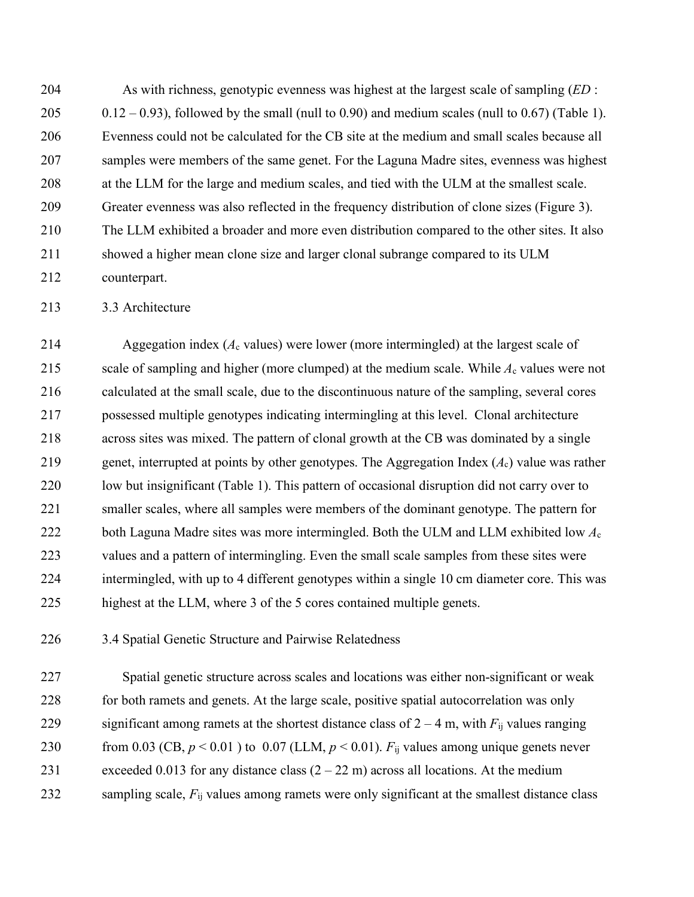As with richness, genotypic evenness was highest at the largest scale of sampling (*ED* : 0.12 – 0.93), followed by the small (null to 0.90) and medium scales (null to 0.67) (Table 1). Evenness could not be calculated for the CB site at the medium and small scales because all samples were members of the same genet. For the Laguna Madre sites, evenness was highest at the LLM for the large and medium scales, and tied with the ULM at the smallest scale. Greater evenness was also reflected in the frequency distribution of clone sizes (Figure 3). The LLM exhibited a broader and more even distribution compared to the other sites. It also showed a higher mean clone size and larger clonal subrange compared to its ULM counterpart.

### 3.3 Architecture

Aggegation index ($A_c$ values) were lower (more intermingled) at the largest scale of scale of sampling and higher (more clumped) at the medium scale. While $A_c$ values were not calculated at the small scale, due to the discontinuous nature of the sampling, several cores possessed multiple genotypes indicating intermingling at this level. Clonal architecture across sites was mixed. The pattern of clonal growth at the CB was dominated by a single genet, interrupted at points by other genotypes. The Aggregation Index ($A_c$) value was rather low but insignificant (Table 1). This pattern of occasional disruption did not carry over to smaller scales, where all samples were members of the dominant genotype. The pattern for both Laguna Madre sites was more intermingled. Both the ULM and LLM exhibited low $A_c$ values and a pattern of intermingling. Even the small scale samples from these sites were intermingled, with up to 4 different genotypes within a single 10 cm diameter core. This was highest at the LLM, where 3 of the 5 cores contained multiple genets.

### 3.4 Spatial Genetic Structure and Pairwise Relatedness

Spatial genetic structure across scales and locations was either non-significant or weak for both ramets and genets. At the large scale, positive spatial autocorrelation was only significant among ramets at the shortest distance class of 2 – 4 m, with $F_{ij}$ values ranging from 0.03 (CB, $p < 0.01$ ) to 0.07 (LLM, $p < 0.01$). $F_{ij}$ values among unique genets never exceeded 0.013 for any distance class (2 – 22 m) across all locations. At the medium sampling scale, $F_{ij}$ values among ramets were only significant at the smallest distance class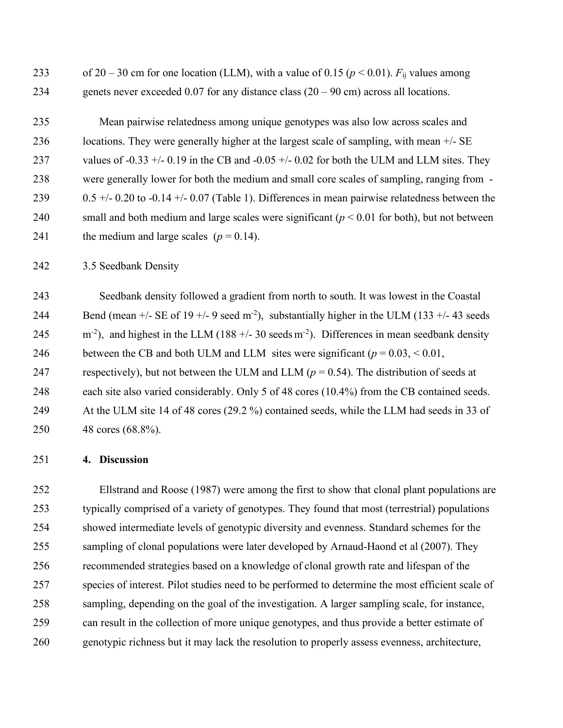of 20 – 30 cm for one location (LLM), with a value of 0.15 ($p < 0.01$). $F_{ij}$ values among genets never exceeded 0.07 for any distance class (20 – 90 cm) across all locations.

Mean pairwise relatedness among unique genotypes was also low across scales and locations. They were generally higher at the largest scale of sampling, with mean +/- SE values of -0.33 +/- 0.19 in the CB and -0.05 +/- 0.02 for both the ULM and LLM sites. They were generally lower for both the medium and small core scales of sampling, ranging from -0.5 +/- 0.20 to -0.14 +/- 0.07 (Table 1). Differences in mean pairwise relatedness between the small and both medium and large scales were significant ($p < 0.01$ for both), but not between the medium and large scales ($p = 0.14$).

### 3.5 Seedbank Density

Seedbank density followed a gradient from north to south. It was lowest in the Coastal Bend (mean +/- SE of 19 +/- 9 seed $m^{-2}$), substantially higher in the ULM (133 +/- 43 seeds $m^{-2}$), and highest in the LLM (188 +/- 30 seeds $m^{-2}$). Differences in mean seedbank density between the CB and both ULM and LLM sites were significant ($p = 0.03$, $< 0.01$, respectively), but not between the ULM and LLM ($p = 0.54$). The distribution of seeds at each site also varied considerably. Only 5 of 48 cores (10.4%) from the CB contained seeds. At the ULM site 14 of 48 cores (29.2 %) contained seeds, while the LLM had seeds in 33 of 48 cores (68.8%).

## 4. Discussion

Ellstrand and Roose (1987) were among the first to show that clonal plant populations are typically comprised of a variety of genotypes. They found that most (terrestrial) populations showed intermediate levels of genotypic diversity and evenness. Standard schemes for the sampling of clonal populations were later developed by Arnaud-Haond et al (2007). They recommended strategies based on a knowledge of clonal growth rate and lifespan of the species of interest. Pilot studies need to be performed to determine the most efficient scale of sampling, depending on the goal of the investigation. A larger sampling scale, for instance, can result in the collection of more unique genotypes, and thus provide a better estimate of genotypic richness but it may lack the resolution to properly assess evenness, architecture,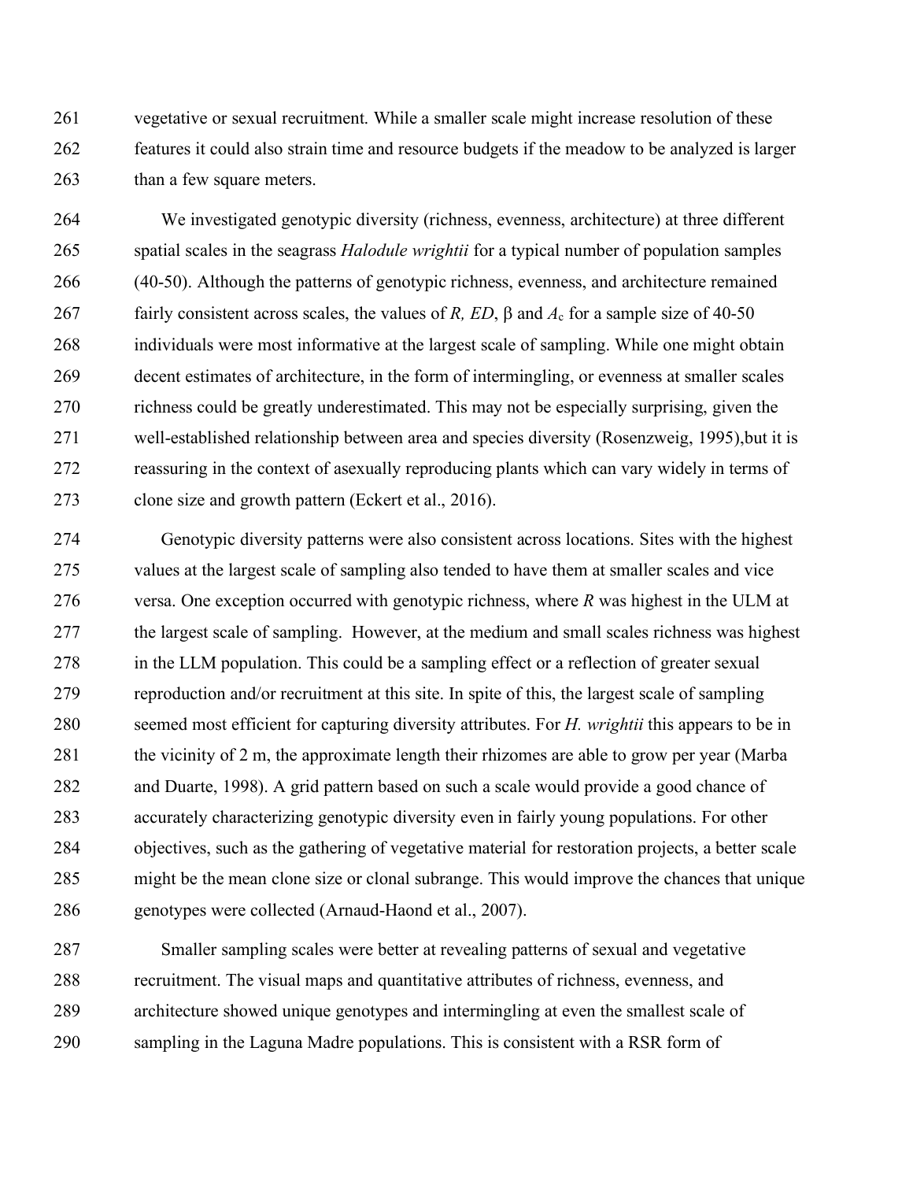vegetative or sexual recruitment. While a smaller scale might increase resolution of these features it could also strain time and resource budgets if the meadow to be analyzed is larger than a few square meters.

We investigated genotypic diversity (richness, evenness, architecture) at three different spatial scales in the seagrass *Halodule wrightii* for a typical number of population samples (40-50). Although the patterns of genotypic richness, evenness, and architecture remained fairly consistent across scales, the values of $R$, $ED$, $\beta$ and $A_c$ for a sample size of 40-50 individuals were most informative at the largest scale of sampling. While one might obtain decent estimates of architecture, in the form of intermingling, or evenness at smaller scales richness could be greatly underestimated. This may not be especially surprising, given the well-established relationship between area and species diversity (Rosenzweig, 1995),but it is reassuring in the context of asexually reproducing plants which can vary widely in terms of clone size and growth pattern (Eckert et al., 2016).

Genotypic diversity patterns were also consistent across locations. Sites with the highest values at the largest scale of sampling also tended to have them at smaller scales and vice versa. One exception occurred with genotypic richness, where $R$ was highest in the ULM at the largest scale of sampling. However, at the medium and small scales richness was highest in the LLM population. This could be a sampling effect or a reflection of greater sexual reproduction and/or recruitment at this site. In spite of this, the largest scale of sampling seemed most efficient for capturing diversity attributes. For *H. wrightii* this appears to be in the vicinity of 2 m, the approximate length their rhizomes are able to grow per year (Marba and Duarte, 1998). A grid pattern based on such a scale would provide a good chance of accurately characterizing genotypic diversity even in fairly young populations. For other objectives, such as the gathering of vegetative material for restoration projects, a better scale might be the mean clone size or clonal subrange. This would improve the chances that unique genotypes were collected (Arnaud-Haond et al., 2007).

Smaller sampling scales were better at revealing patterns of sexual and vegetative recruitment. The visual maps and quantitative attributes of richness, evenness, and architecture showed unique genotypes and intermingling at even the smallest scale of sampling in the Laguna Madre populations. This is consistent with a RSR form of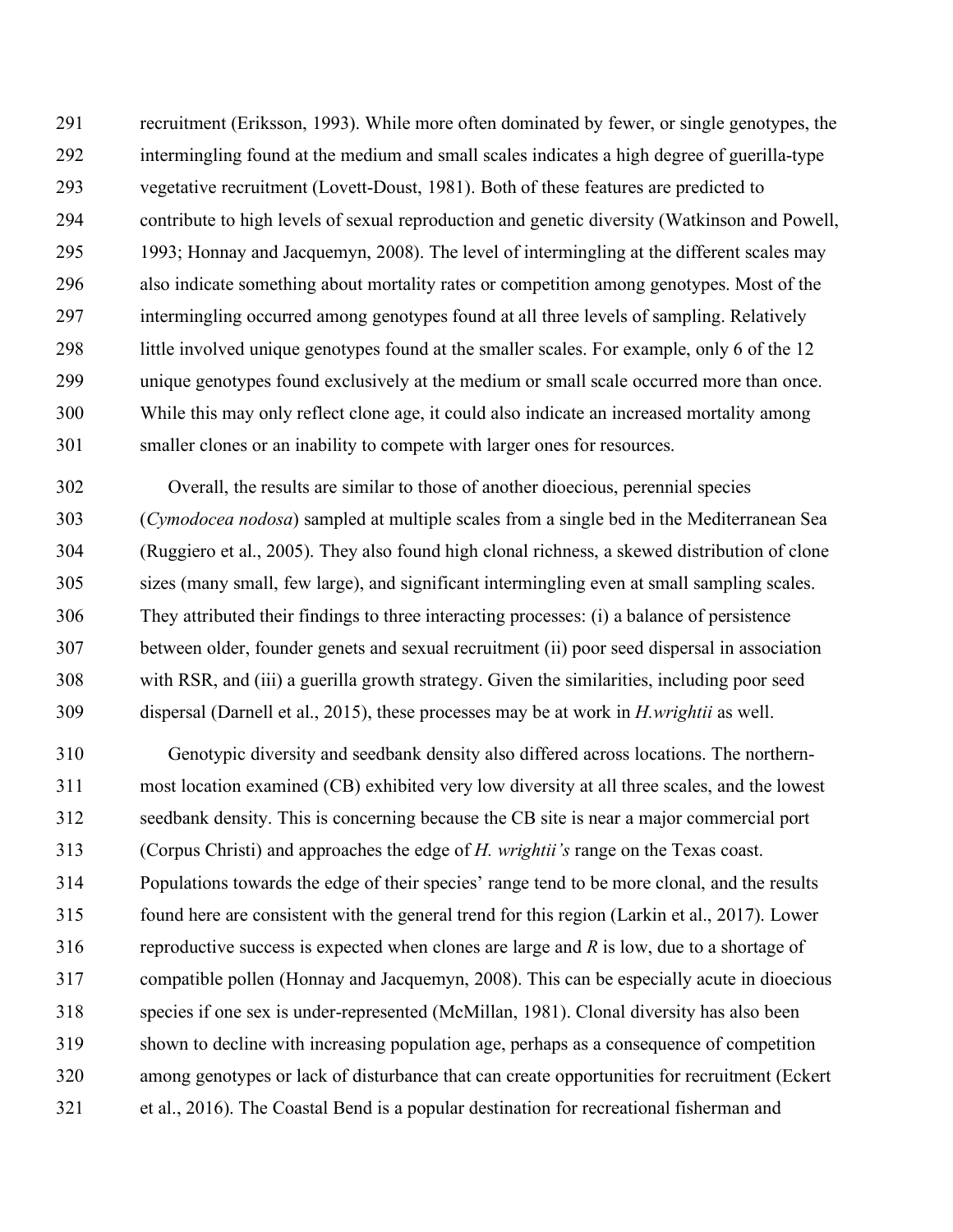recruitment (Eriksson, 1993). While more often dominated by fewer, or single genotypes, the intermingling found at the medium and small scales indicates a high degree of guerilla-type vegetative recruitment (Lovett-Doust, 1981). Both of these features are predicted to contribute to high levels of sexual reproduction and genetic diversity (Watkinson and Powell, 1993; Honnay and Jacquemyn, 2008). The level of intermingling at the different scales may also indicate something about mortality rates or competition among genotypes. Most of the intermingling occurred among genotypes found at all three levels of sampling. Relatively little involved unique genotypes found at the smaller scales. For example, only 6 of the 12 unique genotypes found exclusively at the medium or small scale occurred more than once. While this may only reflect clone age, it could also indicate an increased mortality among smaller clones or an inability to compete with larger ones for resources.

Overall, the results are similar to those of another dioecious, perennial species (*Cymodocea nodosa*) sampled at multiple scales from a single bed in the Mediterranean Sea (Ruggiero et al., 2005). They also found high clonal richness, a skewed distribution of clone sizes (many small, few large), and significant intermingling even at small sampling scales. They attributed their findings to three interacting processes: (i) a balance of persistence between older, founder genets and sexual recruitment (ii) poor seed dispersal in association with RSR, and (iii) a guerilla growth strategy. Given the similarities, including poor seed dispersal (Darnell et al., 2015), these processes may be at work in *H.wrightii* as well.

Genotypic diversity and seedbank density also differed across locations. The northern-most location examined (CB) exhibited very low diversity at all three scales, and the lowest seedbank density. This is concerning because the CB site is near a major commercial port (Corpus Christi) and approaches the edge of *H. wrightii's* range on the Texas coast. Populations towards the edge of their species' range tend to be more clonal, and the results found here are consistent with the general trend for this region (Larkin et al., 2017). Lower reproductive success is expected when clones are large and $R$ is low, due to a shortage of compatible pollen (Honnay and Jacquemyn, 2008). This can be especially acute in dioecious species if one sex is under-represented (McMillan, 1981). Clonal diversity has also been shown to decline with increasing population age, perhaps as a consequence of competition among genotypes or lack of disturbance that can create opportunities for recruitment (Eckert et al., 2016). The Coastal Bend is a popular destination for recreational fisherman and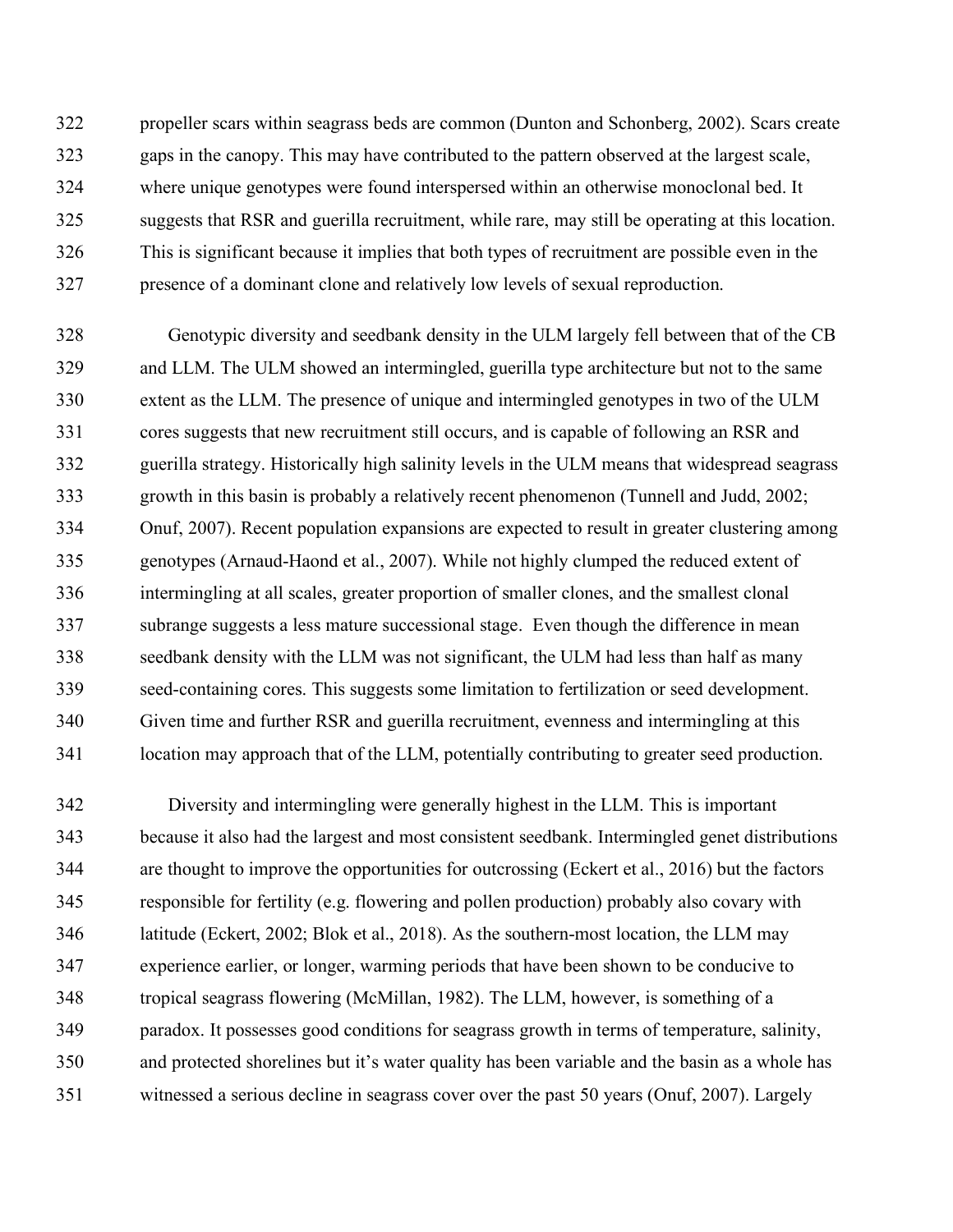propeller scars within seagrass beds are common (Dunton and Schonberg, 2002). Scars create gaps in the canopy. This may have contributed to the pattern observed at the largest scale, where unique genotypes were found interspersed within an otherwise monoclonal bed. It suggests that RSR and guerilla recruitment, while rare, may still be operating at this location. This is significant because it implies that both types of recruitment are possible even in the presence of a dominant clone and relatively low levels of sexual reproduction.

Genotypic diversity and seedbank density in the ULM largely fell between that of the CB and LLM. The ULM showed an intermingled, guerilla type architecture but not to the same extent as the LLM. The presence of unique and intermingled genotypes in two of the ULM cores suggests that new recruitment still occurs, and is capable of following an RSR and guerilla strategy. Historically high salinity levels in the ULM means that widespread seagrass growth in this basin is probably a relatively recent phenomenon (Tunnell and Judd, 2002; Onuf, 2007). Recent population expansions are expected to result in greater clustering among genotypes (Arnaud-Haond et al., 2007). While not highly clumped the reduced extent of intermingling at all scales, greater proportion of smaller clones, and the smallest clonal subrange suggests a less mature successional stage. Even though the difference in mean seedbank density with the LLM was not significant, the ULM had less than half as many seed-containing cores. This suggests some limitation to fertilization or seed development. Given time and further RSR and guerilla recruitment, evenness and intermingling at this location may approach that of the LLM, potentially contributing to greater seed production.

Diversity and intermingling were generally highest in the LLM. This is important because it also had the largest and most consistent seedbank. Intermingled genet distributions are thought to improve the opportunities for outcrossing (Eckert et al., 2016) but the factors responsible for fertility (e.g. flowering and pollen production) probably also covary with latitude (Eckert, 2002; Blok et al., 2018). As the southern-most location, the LLM may experience earlier, or longer, warming periods that have been shown to be conducive to tropical seagrass flowering (McMillan, 1982). The LLM, however, is something of a paradox. It possesses good conditions for seagrass growth in terms of temperature, salinity, and protected shorelines but it's water quality has been variable and the basin as a whole has witnessed a serious decline in seagrass cover over the past 50 years (Onuf, 2007). Largely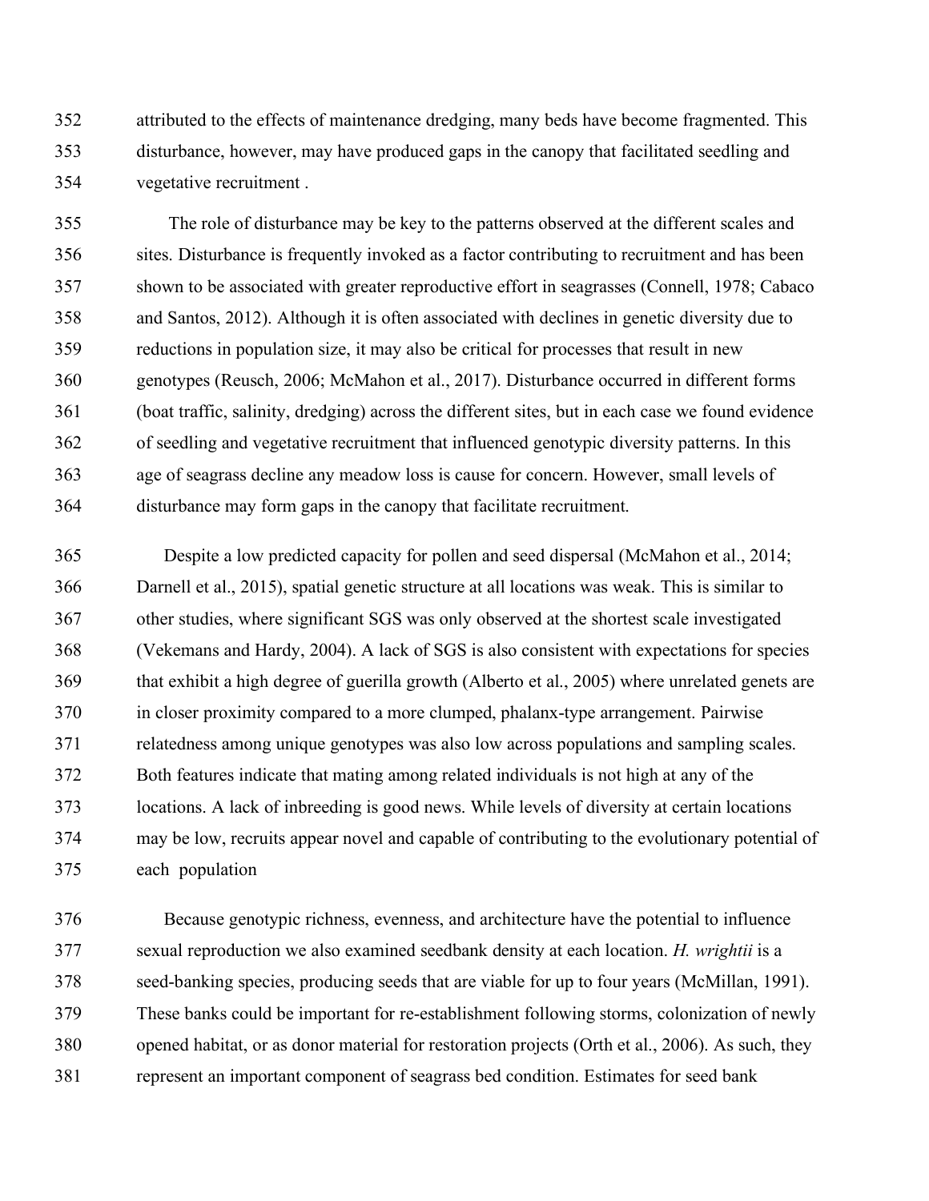attributed to the effects of maintenance dredging, many beds have become fragmented. This disturbance, however, may have produced gaps in the canopy that facilitated seedling and vegetative recruitment .

The role of disturbance may be key to the patterns observed at the different scales and sites. Disturbance is frequently invoked as a factor contributing to recruitment and has been shown to be associated with greater reproductive effort in seagrasses (Connell, 1978; Cabaco and Santos, 2012). Although it is often associated with declines in genetic diversity due to reductions in population size, it may also be critical for processes that result in new genotypes (Reusch, 2006; McMahon et al., 2017). Disturbance occurred in different forms (boat traffic, salinity, dredging) across the different sites, but in each case we found evidence of seedling and vegetative recruitment that influenced genotypic diversity patterns. In this age of seagrass decline any meadow loss is cause for concern. However, small levels of disturbance may form gaps in the canopy that facilitate recruitment.

Despite a low predicted capacity for pollen and seed dispersal (McMahon et al., 2014; Darnell et al., 2015), spatial genetic structure at all locations was weak. This is similar to other studies, where significant SGS was only observed at the shortest scale investigated (Vekemans and Hardy, 2004). A lack of SGS is also consistent with expectations for species that exhibit a high degree of guerilla growth (Alberto et al., 2005) where unrelated genets are in closer proximity compared to a more clumped, phalanx-type arrangement. Pairwise relatedness among unique genotypes was also low across populations and sampling scales. Both features indicate that mating among related individuals is not high at any of the locations. A lack of inbreeding is good news. While levels of diversity at certain locations may be low, recruits appear novel and capable of contributing to the evolutionary potential of each population

Because genotypic richness, evenness, and architecture have the potential to influence sexual reproduction we also examined seedbank density at each location. *H. wrightii* is a seed-banking species, producing seeds that are viable for up to four years (McMillan, 1991). These banks could be important for re-establishment following storms, colonization of newly opened habitat, or as donor material for restoration projects (Orth et al., 2006). As such, they represent an important component of seagrass bed condition. Estimates for seed bank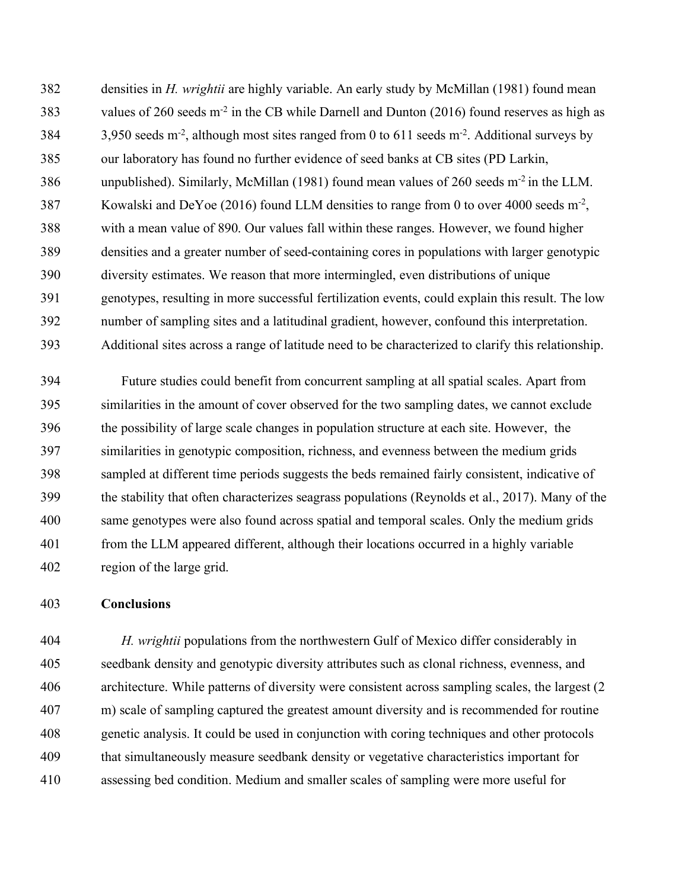densities in *H. wrightii* are highly variable. An early study by McMillan (1981) found mean values of 260 seeds m$^{-2}$ in the CB while Darnell and Dunton (2016) found reserves as high as 3,950 seeds m$^{-2}$, although most sites ranged from 0 to 611 seeds m$^{-2}$. Additional surveys by our laboratory has found no further evidence of seed banks at CB sites (PD Larkin, unpublished). Similarly, McMillan (1981) found mean values of 260 seeds m$^{-2}$ in the LLM. Kowalski and DeYoe (2016) found LLM densities to range from 0 to over 4000 seeds m$^{-2}$, with a mean value of 890. Our values fall within these ranges. However, we found higher densities and a greater number of seed-containing cores in populations with larger genotypic diversity estimates. We reason that more intermingled, even distributions of unique genotypes, resulting in more successful fertilization events, could explain this result. The low number of sampling sites and a latitudinal gradient, however, confound this interpretation. Additional sites across a range of latitude need to be characterized to clarify this relationship.

Future studies could benefit from concurrent sampling at all spatial scales. Apart from similarities in the amount of cover observed for the two sampling dates, we cannot exclude the possibility of large scale changes in population structure at each site. However, the similarities in genotypic composition, richness, and evenness between the medium grids sampled at different time periods suggests the beds remained fairly consistent, indicative of the stability that often characterizes seagrass populations (Reynolds et al., 2017). Many of the same genotypes were also found across spatial and temporal scales. Only the medium grids from the LLM appeared different, although their locations occurred in a highly variable region of the large grid.

## Conclusions

*H. wrightii* populations from the northwestern Gulf of Mexico differ considerably in seedbank density and genotypic diversity attributes such as clonal richness, evenness, and architecture. While patterns of diversity were consistent across sampling scales, the largest (2 m) scale of sampling captured the greatest amount diversity and is recommended for routine genetic analysis. It could be used in conjunction with coring techniques and other protocols that simultaneously measure seedbank density or vegetative characteristics important for assessing bed condition. Medium and smaller scales of sampling were more useful for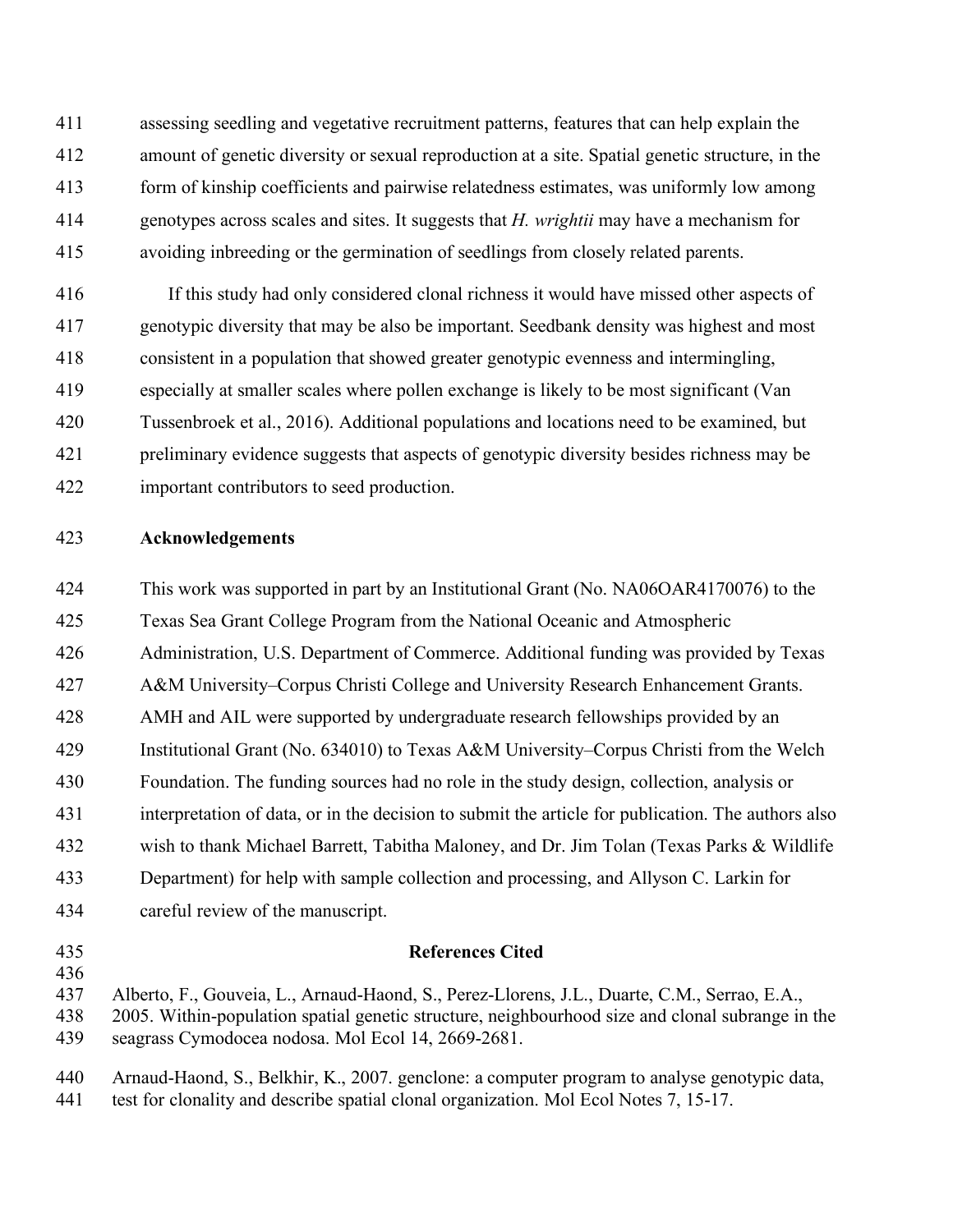assessing seedling and vegetative recruitment patterns, features that can help explain the amount of genetic diversity or sexual reproduction at a site. Spatial genetic structure, in the form of kinship coefficients and pairwise relatedness estimates, was uniformly low among genotypes across scales and sites. It suggests that *H. wrightii* may have a mechanism for avoiding inbreeding or the germination of seedlings from closely related parents.

If this study had only considered clonal richness it would have missed other aspects of genotypic diversity that may be also be important. Seedbank density was highest and most consistent in a population that showed greater genotypic evenness and intermingling, especially at smaller scales where pollen exchange is likely to be most significant (Van Tussenbroek et al., 2016). Additional populations and locations need to be examined, but preliminary evidence suggests that aspects of genotypic diversity besides richness may be important contributors to seed production.

## Acknowledgements

This work was supported in part by an Institutional Grant (No. NA06OAR4170076) to the Texas Sea Grant College Program from the National Oceanic and Atmospheric Administration, U.S. Department of Commerce. Additional funding was provided by Texas A&M University–Corpus Christi College and University Research Enhancement Grants. AMH and AIL were supported by undergraduate research fellowships provided by an Institutional Grant (No. 634010) to Texas A&M University–Corpus Christi from the Welch Foundation. The funding sources had no role in the study design, collection, analysis or interpretation of data, or in the decision to submit the article for publication. The authors also wish to thank Michael Barrett, Tabitha Maloney, and Dr. Jim Tolan (Texas Parks & Wildlife Department) for help with sample collection and processing, and Allyson C. Larkin for careful review of the manuscript.

## References Cited

Alberto, F., Gouveia, L., Arnaud-Haond, S., Perez-Llorens, J.L., Duarte, C.M., Serrao, E.A., 2005. Within-population spatial genetic structure, neighbourhood size and clonal subrange in the seagrass Cymodocea nodosa. Mol Ecol 14, 2669-2681.

Arnaud-Haond, S., Belkhir, K., 2007. genclone: a computer program to analyse genotypic data, test for clonality and describe spatial clonal organization. Mol Ecol Notes 7, 15-17.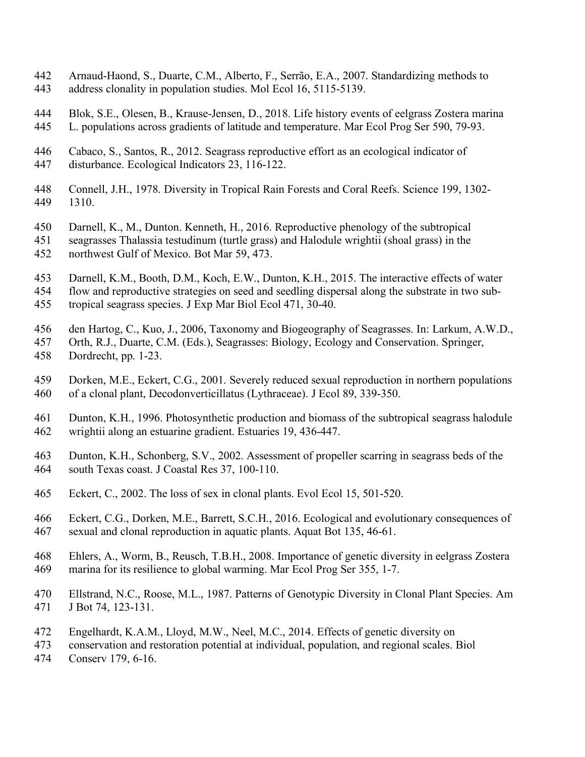Arnaud-Haond, S., Duarte, C.M., Alberto, F., Serrão, E.A., 2007. Standardizing methods to address clonality in population studies. Mol Ecol 16, 5115-5139.

Blok, S.E., Olesen, B., Krause-Jensen, D., 2018. Life history events of eelgrass Zostera marina L. populations across gradients of latitude and temperature. Mar Ecol Prog Ser 590, 79-93.

Cabaco, S., Santos, R., 2012. Seagrass reproductive effort as an ecological indicator of disturbance. Ecological Indicators 23, 116-122.

Connell, J.H., 1978. Diversity in Tropical Rain Forests and Coral Reefs. Science 199, 1302-1310.

Darnell, K., M., Dunton. Kenneth, H., 2016. Reproductive phenology of the subtropical seagrasses Thalassia testudinum (turtle grass) and Halodule wrightii (shoal grass) in the northwest Gulf of Mexico. Bot Mar 59, 473.

Darnell, K.M., Booth, D.M., Koch, E.W., Dunton, K.H., 2015. The interactive effects of water flow and reproductive strategies on seed and seedling dispersal along the substrate in two sub-tropical seagrass species. J Exp Mar Biol Ecol 471, 30-40.

den Hartog, C., Kuo, J., 2006, Taxonomy and Biogeography of Seagrasses. In: Larkum, A.W.D., Orth, R.J., Duarte, C.M. (Eds.), Seagrasses: Biology, Ecology and Conservation. Springer, Dordrecht, pp. 1-23.

Dorken, M.E., Eckert, C.G., 2001. Severely reduced sexual reproduction in northern populations of a clonal plant, Decodonverticillatus (Lythraceae). J Ecol 89, 339-350.

Dunton, K.H., 1996. Photosynthetic production and biomass of the subtropical seagrass halodule wrightii along an estuarine gradient. Estuaries 19, 436-447.

Dunton, K.H., Schonberg, S.V., 2002. Assessment of propeller scarring in seagrass beds of the south Texas coast. J Coastal Res 37, 100-110.

Eckert, C., 2002. The loss of sex in clonal plants. Evol Ecol 15, 501-520.

Eckert, C.G., Dorken, M.E., Barrett, S.C.H., 2016. Ecological and evolutionary consequences of sexual and clonal reproduction in aquatic plants. Aquat Bot 135, 46-61.

Ehlers, A., Worm, B., Reusch, T.B.H., 2008. Importance of genetic diversity in eelgrass Zostera marina for its resilience to global warming. Mar Ecol Prog Ser 355, 1-7.

Ellstrand, N.C., Roose, M.L., 1987. Patterns of Genotypic Diversity in Clonal Plant Species. Am J Bot 74, 123-131.

Engelhardt, K.A.M., Lloyd, M.W., Neel, M.C., 2014. Effects of genetic diversity on conservation and restoration potential at individual, population, and regional scales. Biol Conserv 179, 6-16.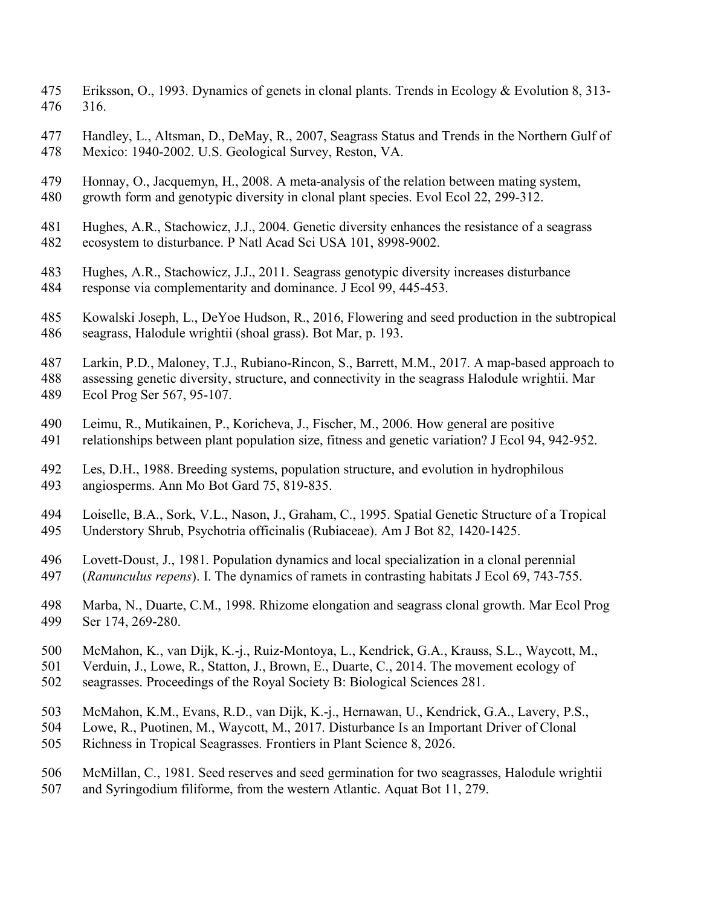Eriksson, O., 1993. Dynamics of genets in clonal plants. Trends in Ecology & Evolution 8, 313-316.

Handley, L., Altsman, D., DeMay, R., 2007, Seagrass Status and Trends in the Northern Gulf of Mexico: 1940-2002. U.S. Geological Survey, Reston, VA.

Honnay, O., Jacquemyn, H., 2008. A meta-analysis of the relation between mating system, growth form and genotypic diversity in clonal plant species. Evol Ecol 22, 299-312.

Hughes, A.R., Stachowicz, J.J., 2004. Genetic diversity enhances the resistance of a seagrass ecosystem to disturbance. P Natl Acad Sci USA 101, 8998-9002.

Hughes, A.R., Stachowicz, J.J., 2011. Seagrass genotypic diversity increases disturbance response via complementarity and dominance. J Ecol 99, 445-453.

Kowalski Joseph, L., DeYoe Hudson, R., 2016, Flowering and seed production in the subtropical seagrass, Halodule wrightii (shoal grass). Bot Mar, p. 193.

Larkin, P.D., Maloney, T.J., Rubiano-Rincon, S., Barrett, M.M., 2017. A map-based approach to assessing genetic diversity, structure, and connectivity in the seagrass Halodule wrightii. Mar Ecol Prog Ser 567, 95-107.

Leimu, R., Mutikainen, P., Koricheva, J., Fischer, M., 2006. How general are positive relationships between plant population size, fitness and genetic variation? J Ecol 94, 942-952.

Les, D.H., 1988. Breeding systems, population structure, and evolution in hydrophilous angiosperms. Ann Mo Bot Gard 75, 819-835.

Loiselle, B.A., Sork, V.L., Nason, J., Graham, C., 1995. Spatial Genetic Structure of a Tropical Understory Shrub, Psychotria officinalis (Rubiaceae). Am J Bot 82, 1420-1425.

Lovett-Doust, J., 1981. Population dynamics and local specialization in a clonal perennial (*Ranunculus repens*). I. The dynamics of ramets in contrasting habitats J Ecol 69, 743-755.

Marba, N., Duarte, C.M., 1998. Rhizome elongation and seagrass clonal growth. Mar Ecol Prog Ser 174, 269-280.

McMahon, K., van Dijk, K.-j., Ruiz-Montoya, L., Kendrick, G.A., Krauss, S.L., Waycott, M., Verduin, J., Lowe, R., Statton, J., Brown, E., Duarte, C., 2014. The movement ecology of seagrasses. Proceedings of the Royal Society B: Biological Sciences 281.

McMahon, K.M., Evans, R.D., van Dijk, K.-j., Hernawan, U., Kendrick, G.A., Lavery, P.S., Lowe, R., Puotinen, M., Waycott, M., 2017. Disturbance Is an Important Driver of Clonal Richness in Tropical Seagrasses. Frontiers in Plant Science 8, 2026.

McMillan, C., 1981. Seed reserves and seed germination for two seagrasses, Halodule wrightii and Syringodium filiforme, from the western Atlantic. Aquat Bot 11, 279.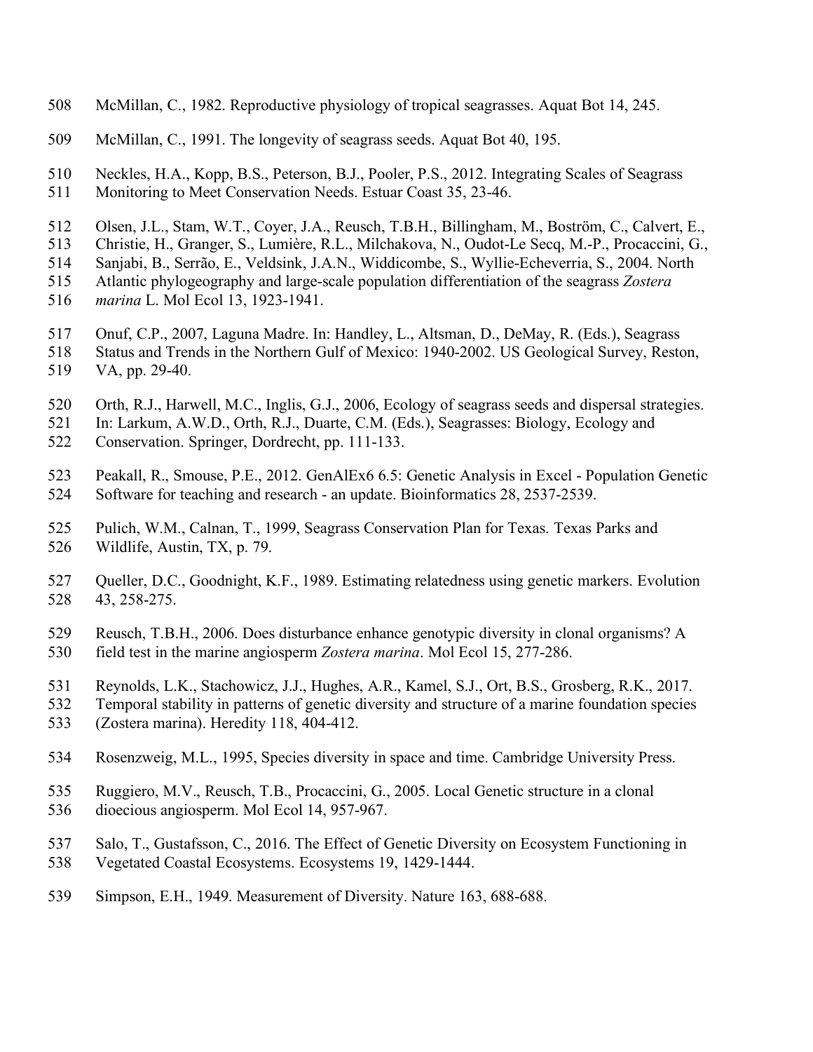McMillan, C., 1982. Reproductive physiology of tropical seagrasses. Aquat Bot 14, 245.

McMillan, C., 1991. The longevity of seagrass seeds. Aquat Bot 40, 195.

Neckles, H.A., Kopp, B.S., Peterson, B.J., Pooler, P.S., 2012. Integrating Scales of Seagrass Monitoring to Meet Conservation Needs. Estuar Coast 35, 23-46.

Olsen, J.L., Stam, W.T., Coyer, J.A., Reusch, T.B.H., Billingham, M., Boström, C., Calvert, E., Christie, H., Granger, S., Lumière, R.L., Milchakova, N., Oudot-Le Secq, M.-P., Procaccini, G., Sanjabi, B., Serrão, E., Veldsink, J.A.N., Widdicombe, S., Wyllie-Echeverria, S., 2004. North Atlantic phylogeography and large-scale population differentiation of the seagrass *Zostera marina* L. Mol Ecol 13, 1923-1941.

Onuf, C.P., 2007, Laguna Madre. In: Handley, L., Altsman, D., DeMay, R. (Eds.), Seagrass Status and Trends in the Northern Gulf of Mexico: 1940-2002. US Geological Survey, Reston, VA, pp. 29-40.

Orth, R.J., Harwell, M.C., Inglis, G.J., 2006, Ecology of seagrass seeds and dispersal strategies. In: Larkum, A.W.D., Orth, R.J., Duarte, C.M. (Eds.), Seagrasses: Biology, Ecology and Conservation. Springer, Dordrecht, pp. 111-133.

Peakall, R., Smouse, P.E., 2012. GenAlEx6 6.5: Genetic Analysis in Excel - Population Genetic Software for teaching and research - an update. Bioinformatics 28, 2537-2539.

Pulich, W.M., Calnan, T., 1999, Seagrass Conservation Plan for Texas. Texas Parks and Wildlife, Austin, TX, p. 79.

Queller, D.C., Goodnight, K.F., 1989. Estimating relatedness using genetic markers. Evolution 43, 258-275.

Reusch, T.B.H., 2006. Does disturbance enhance genotypic diversity in clonal organisms? A field test in the marine angiosperm *Zostera marina*. Mol Ecol 15, 277-286.

Reynolds, L.K., Stachowicz, J.J., Hughes, A.R., Kamel, S.J., Ort, B.S., Grosberg, R.K., 2017. Temporal stability in patterns of genetic diversity and structure of a marine foundation species (Zostera marina). Heredity 118, 404-412.

Rosenzweig, M.L., 1995, Species diversity in space and time. Cambridge University Press.

Ruggiero, M.V., Reusch, T.B., Procaccini, G., 2005. Local Genetic structure in a clonal dioecious angiosperm. Mol Ecol 14, 957-967.

Salo, T., Gustafsson, C., 2016. The Effect of Genetic Diversity on Ecosystem Functioning in Vegetated Coastal Ecosystems. Ecosystems 19, 1429-1444.

Simpson, E.H., 1949. Measurement of Diversity. Nature 163, 688-688.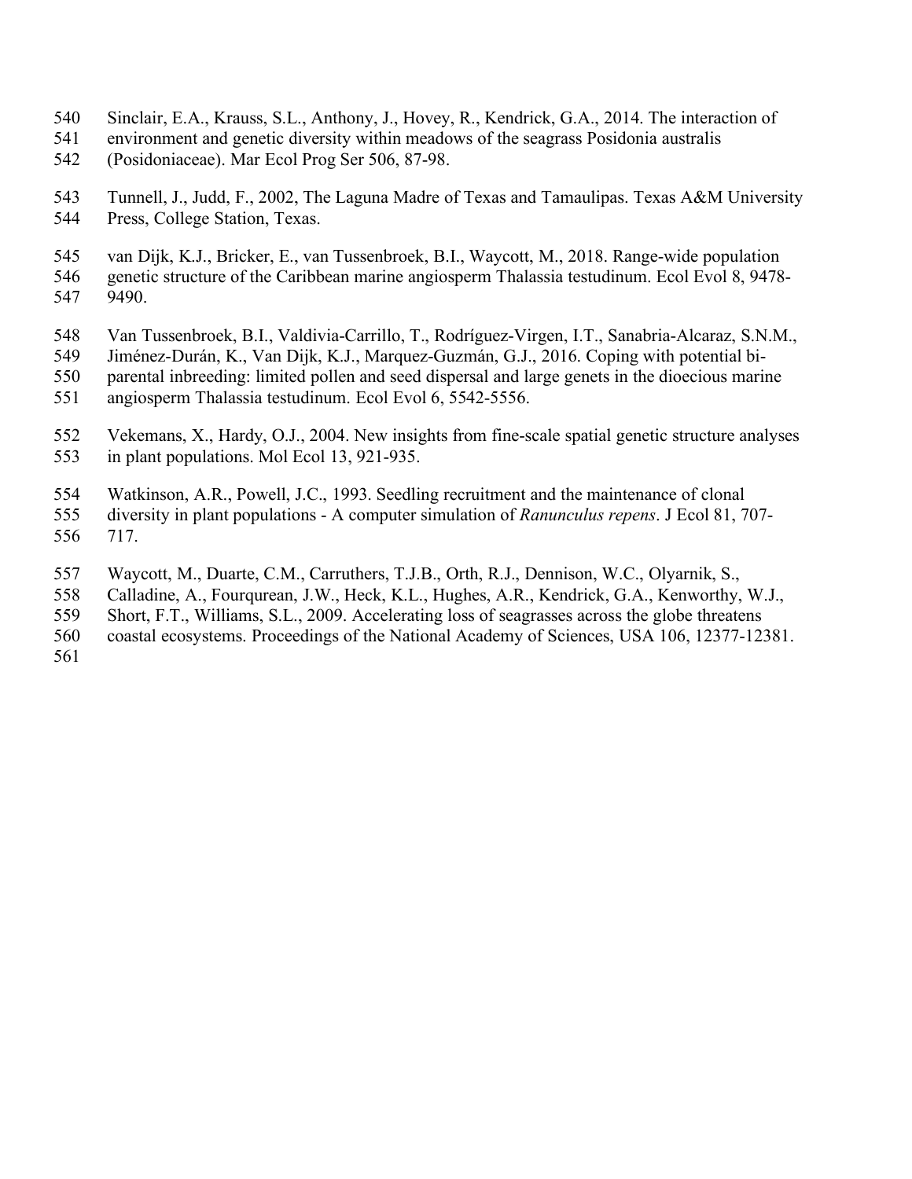Sinclair, E.A., Krauss, S.L., Anthony, J., Hovey, R., Kendrick, G.A., 2014. The interaction of environment and genetic diversity within meadows of the seagrass Posidonia australis (Posidoniaceae). Mar Ecol Prog Ser 506, 87-98.

Tunnell, J., Judd, F., 2002, The Laguna Madre of Texas and Tamaulipas. Texas A&M University Press, College Station, Texas.

van Dijk, K.J., Bricker, E., van Tussenbroek, B.I., Waycott, M., 2018. Range-wide population genetic structure of the Caribbean marine angiosperm Thalassia testudinum. Ecol Evol 8, 9478-9490.

Van Tussenbroek, B.I., Valdivia-Carrillo, T., Rodríguez-Virgen, I.T., Sanabria-Alcaraz, S.N.M., Jiménez-Durán, K., Van Dijk, K.J., Marquez-Guzmán, G.J., 2016. Coping with potential bi-parental inbreeding: limited pollen and seed dispersal and large genets in the dioecious marine angiosperm Thalassia testudinum. Ecol Evol 6, 5542-5556.

Vekemans, X., Hardy, O.J., 2004. New insights from fine-scale spatial genetic structure analyses in plant populations. Mol Ecol 13, 921-935.

Watkinson, A.R., Powell, J.C., 1993. Seedling recruitment and the maintenance of clonal diversity in plant populations - A computer simulation of *Ranunculus repens*. J Ecol 81, 707-717.

Waycott, M., Duarte, C.M., Carruthers, T.J.B., Orth, R.J., Dennison, W.C., Olyarnik, S., Calladine, A., Fourqurean, J.W., Heck, K.L., Hughes, A.R., Kendrick, G.A., Kenworthy, W.J., Short, F.T., Williams, S.L., 2009. Accelerating loss of seagrasses across the globe threatens coastal ecosystems. Proceedings of the National Academy of Sciences, USA 106, 12377-12381.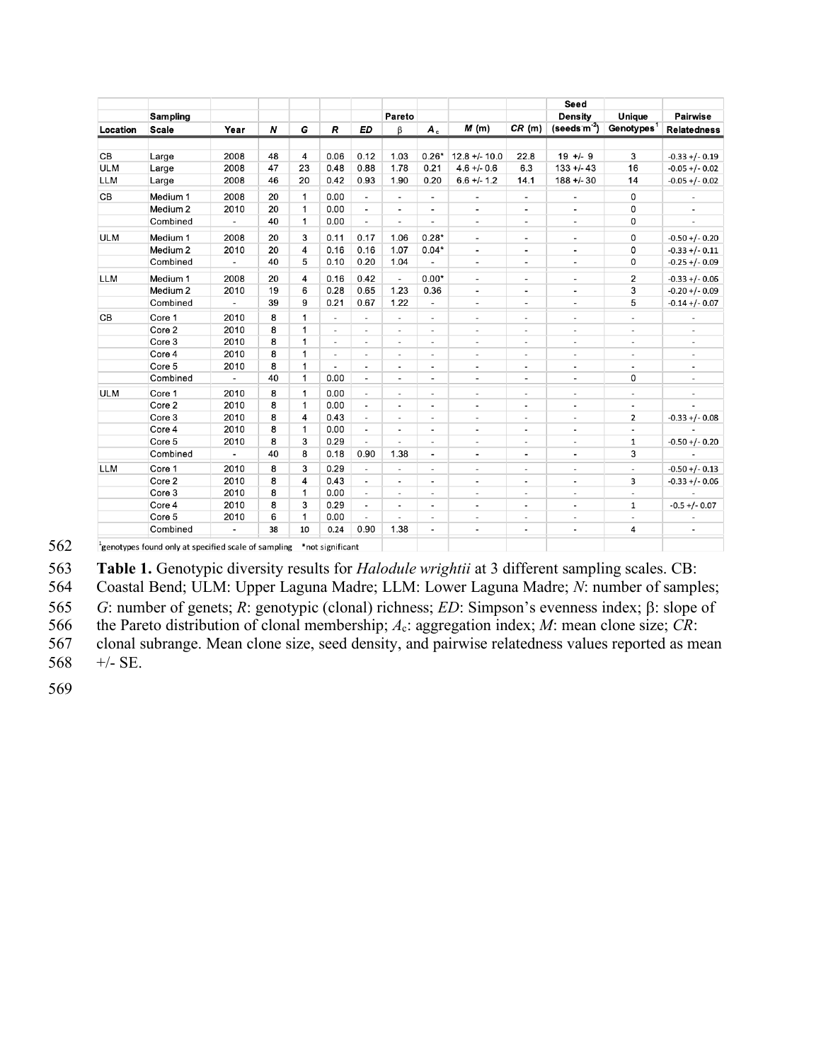| Location | Sampling Scale | Year | $N$ | $G$ | $R$ | $ED$ | Pareto $\beta$ | $A_c$ | $M$ (m) | $CR$ (m) | Seed Density (seeds m$^{-2}$) | Unique Genotypes[1] | Pairwise Relatedness |
|---|---|---|---|---|---|---|---|---|---|---|---|---|---|
| CB | Large | 2008 | 48 | 4 | 0.06 | 0.12 | 1.03 | 0.26* | 12.8 +/- 10.0 | 22.8 | 19 +/- 9 | 3 | -0.33 +/- 0.19 |
| ULM | Large | 2008 | 47 | 23 | 0.48 | 0.88 | 1.78 | 0.21 | 4.6 +/- 0.6 | 6.3 | 133 +/- 43 | 16 | -0.05 +/- 0.02 |
| LLM | Large | 2008 | 46 | 20 | 0.42 | 0.93 | 1.90 | 0.20 | 6.6 +/- 1.2 | 14.1 | 188 +/- 30 | 14 | -0.05 +/- 0.02 |
| CB | Medium 1 | 2008 | 20 | 1 | 0.00 | - | - | - | - | - | - | 0 | - |
| | Medium 2 | 2010 | 20 | 1 | 0.00 | - | - | - | - | - | - | 0 | - |
| | Combined | - | 40 | 1 | 0.00 | - | - | - | - | - | - | 0 | - |
| ULM | Medium 1 | 2008 | 20 | 3 | 0.11 | 0.17 | 1.06 | 0.28* | - | - | - | 0 | -0.50 +/- 0.20 |
| | Medium 2 | 2010 | 20 | 4 | 0.16 | 0.16 | 1.07 | 0.04* | - | - | - | 0 | -0.33 +/- 0.11 |
| | Combined | - | 40 | 5 | 0.10 | 0.20 | 1.04 | - | - | - | - | 0 | -0.25 +/- 0.09 |
| LLM | Medium 1 | 2008 | 20 | 4 | 0.16 | 0.42 | - | 0.00* | - | - | - | 2 | -0.33 +/- 0.06 |
| | Medium 2 | 2010 | 19 | 6 | 0.28 | 0.65 | 1.23 | 0.36 | - | - | - | 3 | -0.20 +/- 0.09 |
| | Combined | - | 39 | 9 | 0.21 | 0.67 | 1.22 | - | - | - | - | 5 | -0.14 +/- 0.07 |
| CB | Core 1 | 2010 | 8 | 1 | - | - | - | - | - | - | - | - | - |
| | Core 2 | 2010 | 8 | 1 | - | - | - | - | - | - | - | - | - |
| | Core 3 | 2010 | 8 | 1 | - | - | - | - | - | - | - | - | - |
| | Core 4 | 2010 | 8 | 1 | - | - | - | - | - | - | - | - | - |
| | Core 5 | 2010 | 8 | 1 | - | - | - | - | - | - | - | - | - |
| | Combined | - | 40 | 1 | 0.00 | - | - | - | - | - | - | 0 | - |
| ULM | Core 1 | 2010 | 8 | 1 | 0.00 | - | - | - | - | - | - | - | - |
| | Core 2 | 2010 | 8 | 1 | 0.00 | - | - | - | - | - | - | - | - |
| | Core 3 | 2010 | 8 | 4 | 0.43 | - | - | - | - | - | - | 2 | -0.33 +/- 0.08 |
| | Core 4 | 2010 | 8 | 1 | 0.00 | - | - | - | - | - | - | - | - |
| | Core 5 | 2010 | 8 | 3 | 0.29 | - | - | - | - | - | - | 1 | -0.50 +/- 0.20 |
| | Combined | - | 40 | 8 | 0.18 | 0.90 | 1.38 | - | - | - | - | 3 | - |
| LLM | Core 1 | 2010 | 8 | 3 | 0.29 | - | - | - | - | - | - | - | -0.50 +/- 0.13 |
| | Core 2 | 2010 | 8 | 4 | 0.43 | - | - | - | - | - | - | 3 | -0.33 +/- 0.06 |
| | Core 3 | 2010 | 8 | 1 | 0.00 | - | - | - | - | - | - | - | - |
| | Core 4 | 2010 | 8 | 3 | 0.29 | - | - | - | - | - | - | 1 | -0.5 +/- 0.07 |
| | Core 5 | 2010 | 6 | 1 | 0.00 | - | - | - | - | - | - | - | - |
| | Combined | - | 38 | 10 | 0.24 | 0.90 | 1.38 | - | - | - | - | 4 | - |

[1]genotypes found only at specified scale of sampling *not significant

**Table 1.** Genotypic diversity results for *Halodule wrightii* at 3 different sampling scales. CB: Coastal Bend; ULM: Upper Laguna Madre; LLM: Lower Laguna Madre; $N$: number of samples; $G$: number of genets; $R$: genotypic (clonal) richness; $ED$: Simpson's evenness index; $\beta$: slope of the Pareto distribution of clonal membership; $A_c$: aggregation index; $M$: mean clone size; $CR$: clonal subrange. Mean clone size, seed density, and pairwise relatedness values reported as mean +/- SE.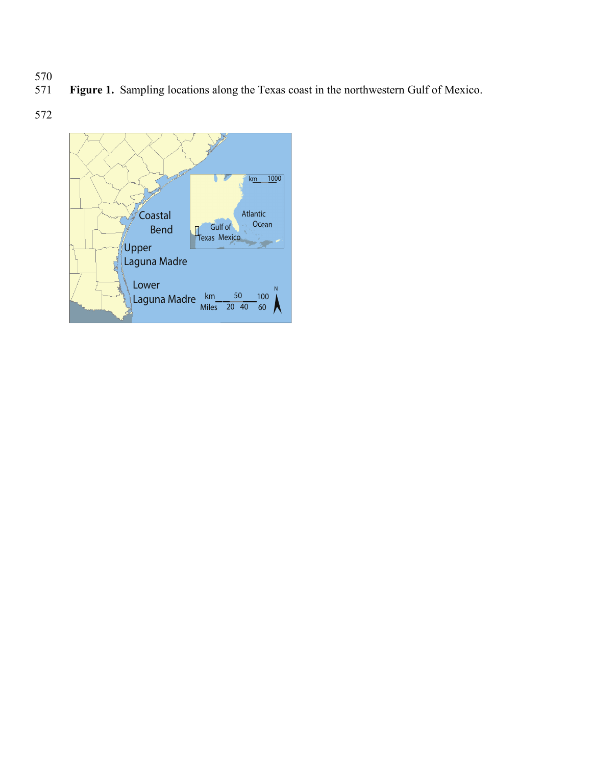**Figure 1.** Sampling locations along the Texas coast in the northwestern Gulf of Mexico.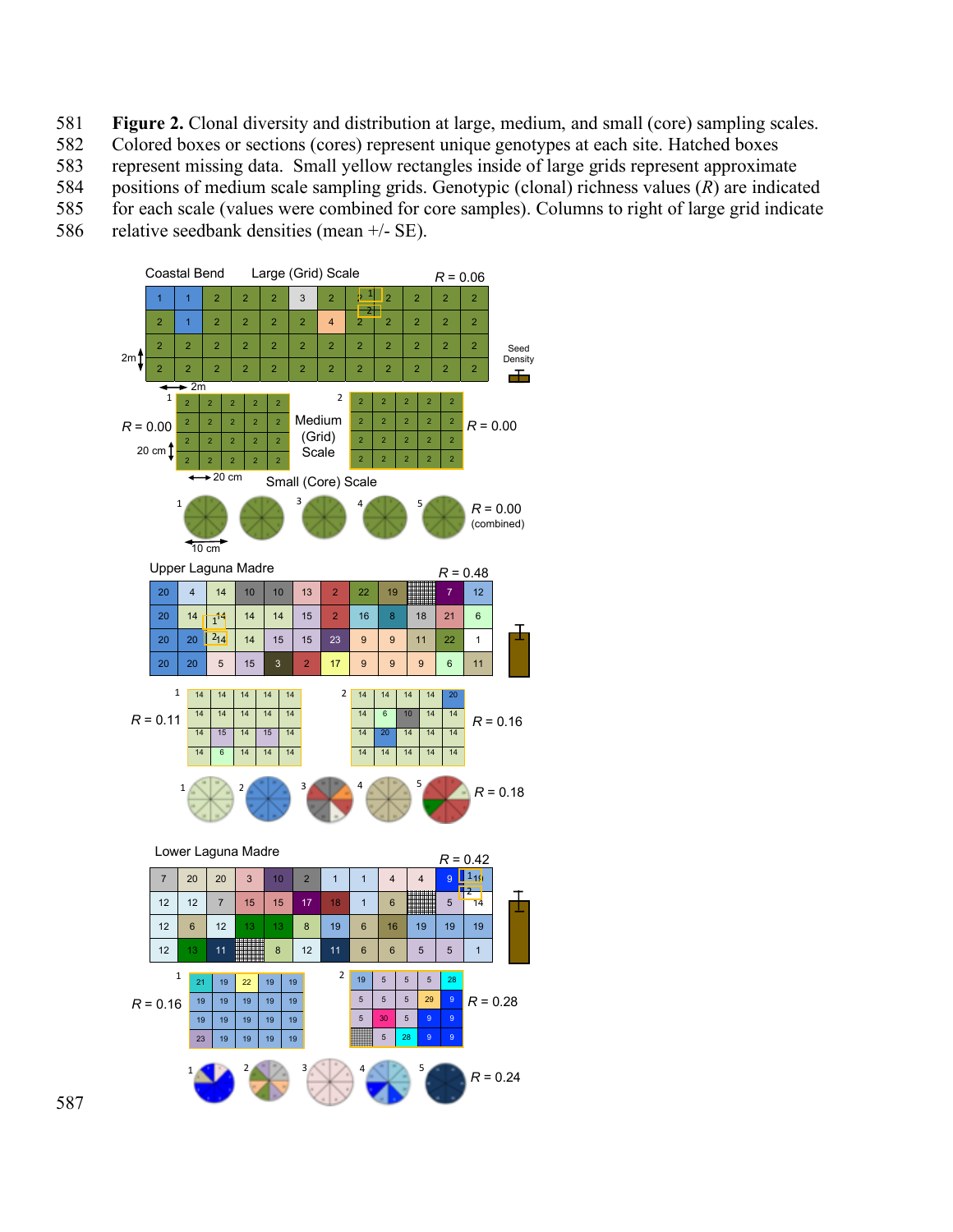**Figure 2.** Clonal diversity and distribution at large, medium, and small (core) sampling scales. Colored boxes or sections (cores) represent unique genotypes at each site. Hatched boxes represent missing data. Small yellow rectangles inside of large grids represent approximate positions of medium scale sampling grids. Genotypic (clonal) richness values ($R$) are indicated for each scale (values were combined for core samples). Columns to right of large grid indicate relative seedbank densities (mean +/- SE).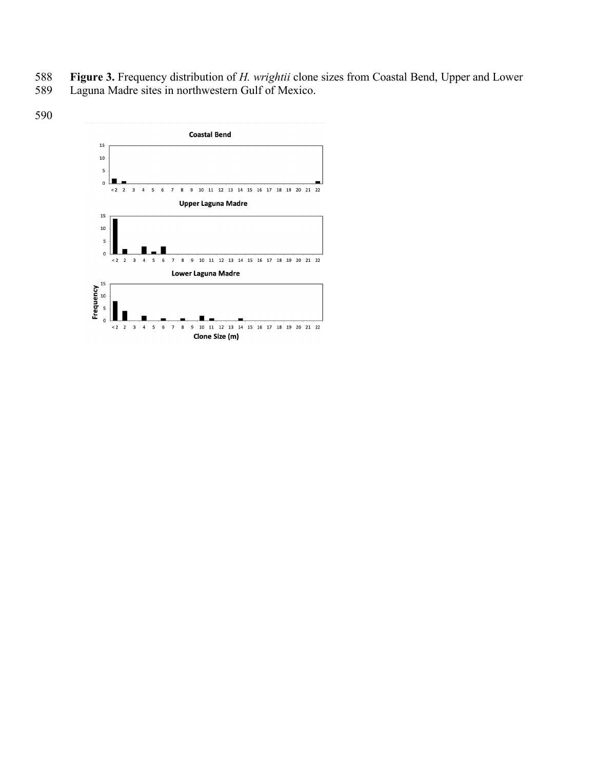**Figure 3.** Frequency distribution of *H. wrightii* clone sizes from Coastal Bend, Upper and Lower Laguna Madre sites in northwestern Gulf of Mexico.

Coastal Bend

15
10
5
0

< 2 2 3 4 5 6 7 8 9 10 11 12 13 14 15 16 17 18 19 20 21 22

Upper Laguna Madre

15
10
5
0

< 2 2 3 4 5 6 7 8 9 10 11 12 13 14 15 16 17 18 19 20 21 22

Lower Laguna Madre

Frequency

15
10
5
0

< 2 2 3 4 5 6 7 8 9 10 11 12 13 14 15 16 17 18 19 20 21 22

Clone Size (m)